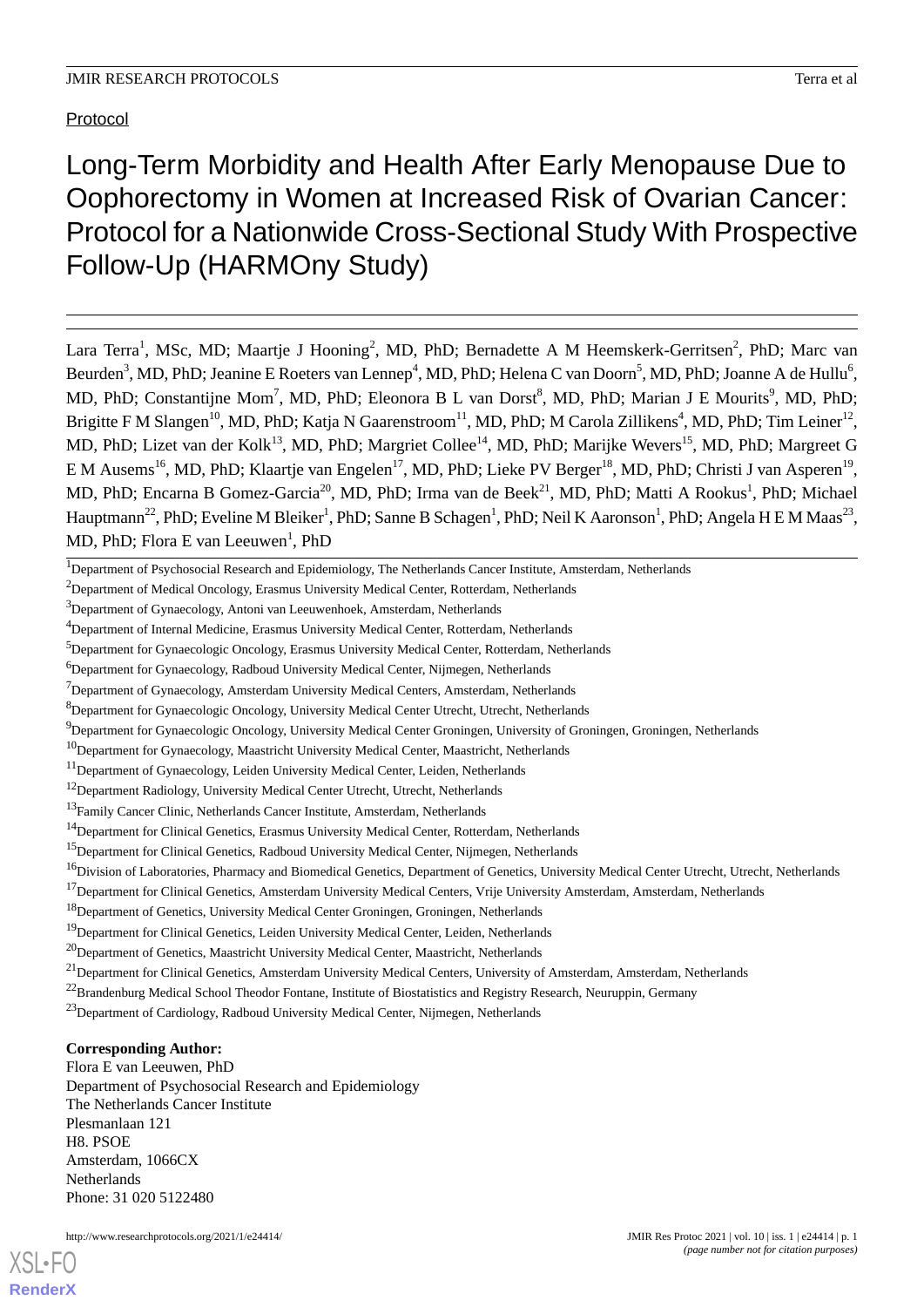Protocol

# Long-Term Morbidity and Health After Early Menopause Due to Oophorectomy in Women at Increased Risk of Ovarian Cancer: Protocol for a Nationwide Cross-Sectional Study With Prospective Follow-Up (HARMOny Study)

Lara Terra[1], MSc, MD; Maartje J Hooning[2], MD, PhD; Bernadette A M Heemskerk-Gerritsen[2], PhD; Marc van Beurden[3], MD, PhD; Jeanine E Roeters van Lennep[4], MD, PhD; Helena C van Doorn[5], MD, PhD; Joanne A de Hullu[6], MD, PhD; Constantijne Mom[7], MD, PhD; Eleonora B L van Dorst[8], MD, PhD; Marian J E Mourits[9], MD, PhD; Brigitte F M Slangen[10], MD, PhD; Katja N Gaarenstroom[11], MD, PhD; M Carola Zillikens[4], MD, PhD; Tim Leiner[12], MD, PhD; Lizet van der Kolk[13], MD, PhD; Margriet Collee[14], MD, PhD; Marijke Wevers[15], MD, PhD; Margreet G E M Ausems[16], MD, PhD; Klaartje van Engelen[17], MD, PhD; Lieke PV Berger[18], MD, PhD; Christi J van Asperen[19], MD, PhD; Encarna B Gomez-Garcia[20], MD, PhD; Irma van de Beek[21], MD, PhD; Matti A Rookus[1], PhD; Michael Hauptmann[22], PhD; Eveline M Bleiker[1], PhD; Sanne B Schagen[1], PhD; Neil K Aaronson[1], PhD; Angela H E M Maas[23], MD, PhD; Flora E van Leeuwen[1], PhD

[1]Department of Psychosocial Research and Epidemiology, The Netherlands Cancer Institute, Amsterdam, Netherlands
[2]Department of Medical Oncology, Erasmus University Medical Center, Rotterdam, Netherlands
[3]Department of Gynaecology, Antoni van Leeuwenhoek, Amsterdam, Netherlands
[4]Department of Internal Medicine, Erasmus University Medical Center, Rotterdam, Netherlands
[5]Department for Gynaecologic Oncology, Erasmus University Medical Center, Rotterdam, Netherlands
[6]Department for Gynaecology, Radboud University Medical Center, Nijmegen, Netherlands
[7]Department for Gynaecology, Amsterdam University Medical Centers, Amsterdam, Netherlands
[8]Department for Gynaecologic Oncology, University Medical Center Utrecht, Utrecht, Netherlands
[9]Department for Gynaecologic Oncology, University Medical Center Groningen, University of Groningen, Groningen, Netherlands
[10]Department for Gynaecology, Maastricht University Medical Center, Maastricht, Netherlands
[11]Department for Gynaecology, Leiden University Medical Center, Leiden, Netherlands
[12]Department Radiology, University Medical Center Utrecht, Utrecht, Netherlands
[13]Family Cancer Clinic, Netherlands Cancer Institute, Amsterdam, Netherlands
[14]Department for Clinical Genetics, Erasmus University Medical Center, Rotterdam, Netherlands
[15]Department for Clinical Genetics, Radboud University Medical Center, Nijmegen, Netherlands
[16]Division of Laboratories, Pharmacy and Biomedical Genetics, Department of Genetics, University Medical Center Utrecht, Utrecht, Netherlands
[17]Department for Clinical Genetics, Amsterdam University Medical Centers, Vrije University Amsterdam, Amsterdam, Netherlands
[18]Department of Genetics, University Medical Center Groningen, Groningen, Netherlands
[19]Department for Clinical Genetics, Leiden University Medical Center, Leiden, Netherlands
[20]Department of Genetics, Maastricht University Medical Center, Maastricht, Netherlands
[21]Department for Clinical Genetics, Amsterdam University Medical Centers, University of Amsterdam, Amsterdam, Netherlands
[22]Brandenburg Medical School Theodor Fontane, Institute of Biostatistics and Registry Research, Neuruppin, Germany
[23]Department of Cardiology, Radboud University Medical Center, Nijmegen, Netherlands

**Corresponding Author:**
Flora E van Leeuwen, PhD
Department of Psychosocial Research and Epidemiology
The Netherlands Cancer Institute
Plesmanlaan 121
H8. PSOE
Amsterdam, 1066CX
Netherlands
Phone: 31 020 5122480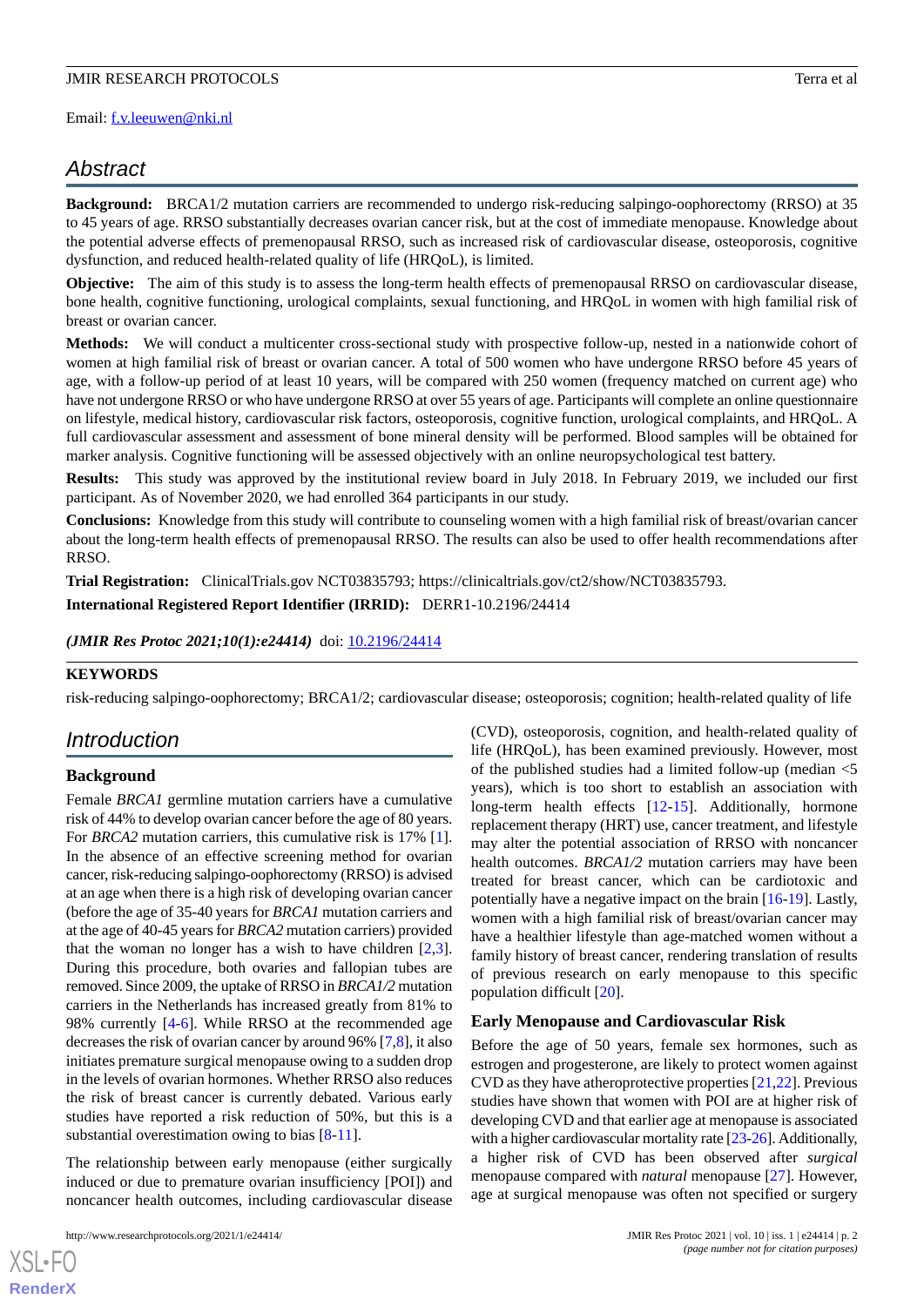Email: f.v.leeuwen@nki.nl

## Abstract

**Background:** BRCA1/2 mutation carriers are recommended to undergo risk-reducing salpingo-oophorectomy (RRSO) at 35 to 45 years of age. RRSO substantially decreases ovarian cancer risk, but at the cost of immediate menopause. Knowledge about the potential adverse effects of premenopausal RRSO, such as increased risk of cardiovascular disease, osteoporosis, cognitive dysfunction, and reduced health-related quality of life (HRQoL), is limited.

**Objective:** The aim of this study is to assess the long-term health effects of premenopausal RRSO on cardiovascular disease, bone health, cognitive functioning, urological complaints, sexual functioning, and HRQoL in women with high familial risk of breast or ovarian cancer.

**Methods:** We will conduct a multicenter cross-sectional study with prospective follow-up, nested in a nationwide cohort of women at high familial risk of breast or ovarian cancer. A total of 500 women who have undergone RRSO before 45 years of age, with a follow-up period of at least 10 years, will be compared with 250 women (frequency matched on current age) who have not undergone RRSO or who have undergone RRSO at over 55 years of age. Participants will complete an online questionnaire on lifestyle, medical history, cardiovascular risk factors, osteoporosis, cognitive function, urological complaints, and HRQoL. A full cardiovascular assessment and assessment of bone mineral density will be performed. Blood samples will be obtained for marker analysis. Cognitive functioning will be assessed objectively with an online neuropsychological test battery.

**Results:** This study was approved by the institutional review board in July 2018. In February 2019, we included our first participant. As of November 2020, we had enrolled 364 participants in our study.

**Conclusions:** Knowledge from this study will contribute to counseling women with a high familial risk of breast/ovarian cancer about the long-term health effects of premenopausal RRSO. The results can also be used to offer health recommendations after RRSO.

**Trial Registration:** ClinicalTrials.gov NCT03835793; https://clinicaltrials.gov/ct2/show/NCT03835793.

**International Registered Report Identifier (IRRID):** DERR1-10.2196/24414

***(JMIR Res Protoc 2021;10(1):e24414)*** doi: 10.2196/24414

**KEYWORDS**

risk-reducing salpingo-oophorectomy; BRCA1/2; cardiovascular disease; osteoporosis; cognition; health-related quality of life

## Introduction

### Background

Female *BRCA1* germline mutation carriers have a cumulative risk of 44% to develop ovarian cancer before the age of 80 years. For *BRCA2* mutation carriers, this cumulative risk is 17% [1]. In the absence of an effective screening method for ovarian cancer, risk-reducing salpingo-oophorectomy (RRSO) is advised at an age when there is a high risk of developing ovarian cancer (before the age of 35-40 years for *BRCA1* mutation carriers and at the age of 40-45 years for *BRCA2* mutation carriers) provided that the woman no longer has a wish to have children [2,3]. During this procedure, both ovaries and fallopian tubes are removed. Since 2009, the uptake of RRSO in *BRCA1/2* mutation carriers in the Netherlands has increased greatly from 81% to 98% currently [4-6]. While RRSO at the recommended age decreases the risk of ovarian cancer by around 96% [7,8], it also initiates premature surgical menopause owing to a sudden drop in the levels of ovarian hormones. Whether RRSO also reduces the risk of breast cancer is currently debated. Various early studies have reported a risk reduction of 50%, but this is a substantial overestimation owing to bias [8-11].

The relationship between early menopause (either surgically induced or due to premature ovarian insufficiency [POI]) and noncancer health outcomes, including cardiovascular disease (CVD), osteoporosis, cognition, and health-related quality of life (HRQoL), has been examined previously. However, most of the published studies had a limited follow-up (median <5 years), which is too short to establish an association with long-term health effects [12-15]. Additionally, hormone replacement therapy (HRT) use, cancer treatment, and lifestyle may alter the potential association of RRSO with noncancer health outcomes. *BRCA1/2* mutation carriers may have been treated for breast cancer, which can be cardiotoxic and potentially have a negative impact on the brain [16-19]. Lastly, women with a high familial risk of breast/ovarian cancer may have a healthier lifestyle than age-matched women without a family history of breast cancer, rendering translation of results of previous research on early menopause to this specific population difficult [20].

### Early Menopause and Cardiovascular Risk

Before the age of 50 years, female sex hormones, such as estrogen and progesterone, are likely to protect women against CVD as they have atheroprotective properties [21,22]. Previous studies have shown that women with POI are at higher risk of developing CVD and that earlier age at menopause is associated with a higher cardiovascular mortality rate [23-26]. Additionally, a higher risk of CVD has been observed after *surgical* menopause compared with *natural* menopause [27]. However, age at surgical menopause was often not specified or surgery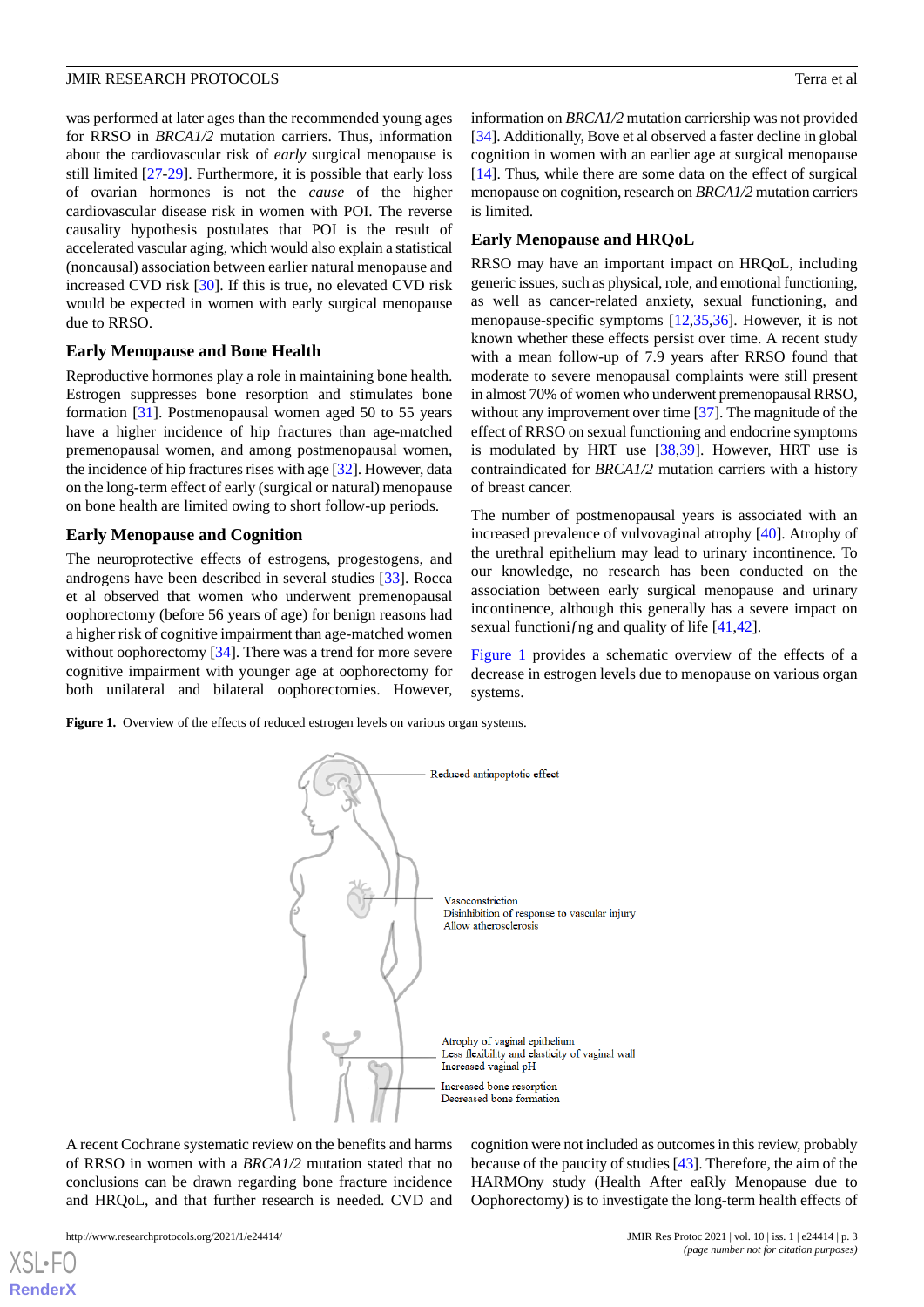was performed at later ages than the recommended young ages for RRSO in *BRCA1/2* mutation carriers. Thus, information about the cardiovascular risk of *early* surgical menopause is still limited [27-29]. Furthermore, it is possible that early loss of ovarian hormones is not the *cause* of the higher cardiovascular disease risk in women with POI. The reverse causality hypothesis postulates that POI is the result of accelerated vascular aging, which would also explain a statistical (noncausal) association between earlier natural menopause and increased CVD risk [30]. If this is true, no elevated CVD risk would be expected in women with early surgical menopause due to RRSO.

### Early Menopause and Bone Health

Reproductive hormones play a role in maintaining bone health. Estrogen suppresses bone resorption and stimulates bone formation [31]. Postmenopausal women aged 50 to 55 years have a higher incidence of hip fractures than age-matched premenopausal women, and among postmenopausal women, the incidence of hip fractures rises with age [32]. However, data on the long-term effect of early (surgical or natural) menopause on bone health are limited owing to short follow-up periods.

### Early Menopause and Cognition

The neuroprotective effects of estrogens, progestogens, and androgens have been described in several studies [33]. Rocca et al observed that women who underwent premenopausal oophorectomy (before 56 years of age) for benign reasons had a higher risk of cognitive impairment than age-matched women without oophorectomy [34]. There was a trend for more severe cognitive impairment with younger age at oophorectomy for both unilateral and bilateral oophorectomies. However, information on *BRCA1/2* mutation carriership was not provided [34]. Additionally, Bove et al observed a faster decline in global cognition in women with an earlier age at surgical menopause [14]. Thus, while there are some data on the effect of surgical menopause on cognition, research on *BRCA1/2* mutation carriers is limited.

### Early Menopause and HRQoL

RRSO may have an important impact on HRQoL, including generic issues, such as physical, role, and emotional functioning, as well as cancer-related anxiety, sexual functioning, and menopause-specific symptoms [12,35,36]. However, it is not known whether these effects persist over time. A recent study with a mean follow-up of 7.9 years after RRSO found that moderate to severe menopausal complaints were still present in almost 70% of women who underwent premenopausal RRSO, without any improvement over time [37]. The magnitude of the effect of RRSO on sexual functioning and endocrine symptoms is modulated by HRT use [38,39]. However, HRT use is contraindicated for *BRCA1/2* mutation carriers with a history of breast cancer.

The number of postmenopausal years is associated with an increased prevalence of vulvovaginal atrophy [40]. Atrophy of the urethral epithelium may lead to urinary incontinence. To our knowledge, no research has been conducted on the association between early surgical menopause and urinary incontinence, although this generally has a severe impact on sexual functioning and quality of life [41,42].

Figure 1 provides a schematic overview of the effects of a decrease in estrogen levels due to menopause on various organ systems.

**Figure 1.** Overview of the effects of reduced estrogen levels on various organ systems.

A recent Cochrane systematic review on the benefits and harms of RRSO in women with a *BRCA1/2* mutation stated that no conclusions can be drawn regarding bone fracture incidence and HRQoL, and that further research is needed. CVD and cognition were not included as outcomes in this review, probably because of the paucity of studies [43]. Therefore, the aim of the HARMOny study (Health After eaRly Menopause due to Oophorectomy) is to investigate the long-term health effects of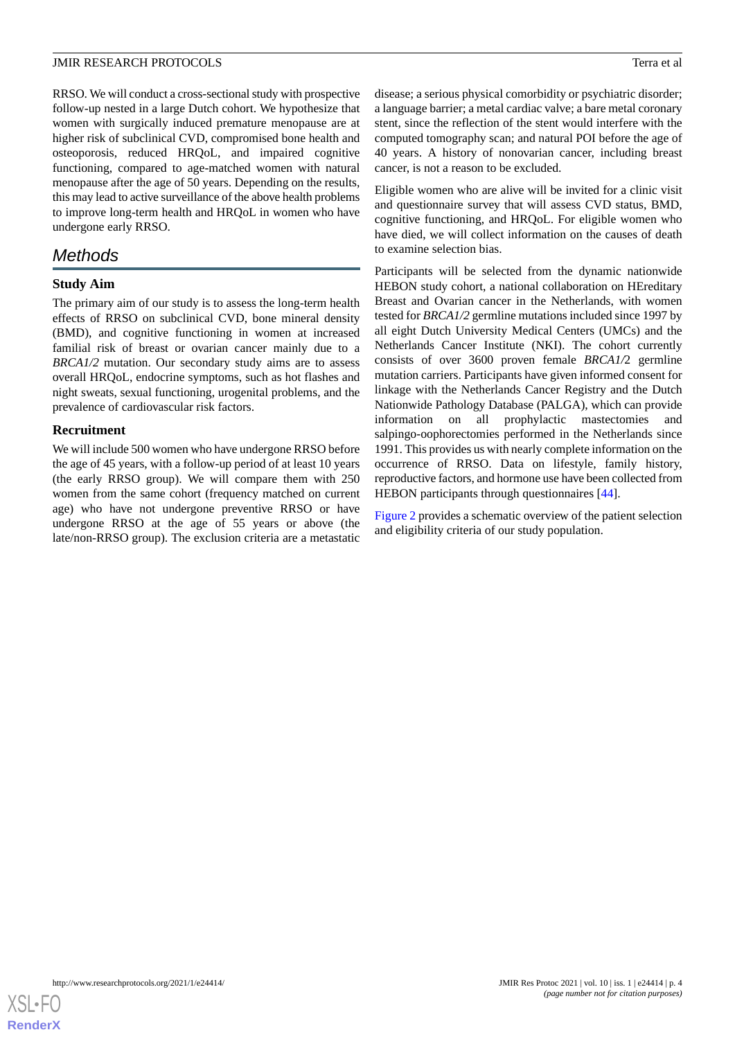RRSO. We will conduct a cross-sectional study with prospective follow-up nested in a large Dutch cohort. We hypothesize that women with surgically induced premature menopause are at higher risk of subclinical CVD, compromised bone health and osteoporosis, reduced HRQoL, and impaired cognitive functioning, compared to age-matched women with natural menopause after the age of 50 years. Depending on the results, this may lead to active surveillance of the above health problems to improve long-term health and HRQoL in women who have undergone early RRSO.

## Methods

### Study Aim

The primary aim of our study is to assess the long-term health effects of RRSO on subclinical CVD, bone mineral density (BMD), and cognitive functioning in women at increased familial risk of breast or ovarian cancer mainly due to a *BRCA1/2* mutation. Our secondary study aims are to assess overall HRQoL, endocrine symptoms, such as hot flashes and night sweats, sexual functioning, urogenital problems, and the prevalence of cardiovascular risk factors.

### Recruitment

We will include 500 women who have undergone RRSO before the age of 45 years, with a follow-up period of at least 10 years (the early RRSO group). We will compare them with 250 women from the same cohort (frequency matched on current age) who have not undergone preventive RRSO or have undergone RRSO at the age of 55 years or above (the late/non-RRSO group). The exclusion criteria are a metastatic disease; a serious physical comorbidity or psychiatric disorder; a language barrier; a metal cardiac valve; a bare metal coronary stent, since the reflection of the stent would interfere with the computed tomography scan; and natural POI before the age of 40 years. A history of nonovarian cancer, including breast cancer, is not a reason to be excluded.

Eligible women who are alive will be invited for a clinic visit and questionnaire survey that will assess CVD status, BMD, cognitive functioning, and HRQoL. For eligible women who have died, we will collect information on the causes of death to examine selection bias.

Participants will be selected from the dynamic nationwide HEBON study cohort, a national collaboration on HEreditary Breast and Ovarian cancer in the Netherlands, with women tested for *BRCA1/2* germline mutations included since 1997 by all eight Dutch University Medical Centers (UMCs) and the Netherlands Cancer Institute (NKI). The cohort currently consists of over 3600 proven female *BRCA1/2* germline mutation carriers. Participants have given informed consent for linkage with the Netherlands Cancer Registry and the Dutch Nationwide Pathology Database (PALGA), which can provide information on all prophylactic mastectomies and salpingo-oophorectomies performed in the Netherlands since 1991. This provides us with nearly complete information on the occurrence of RRSO. Data on lifestyle, family history, reproductive factors, and hormone use have been collected from HEBON participants through questionnaires [44].

Figure 2 provides a schematic overview of the patient selection and eligibility criteria of our study population.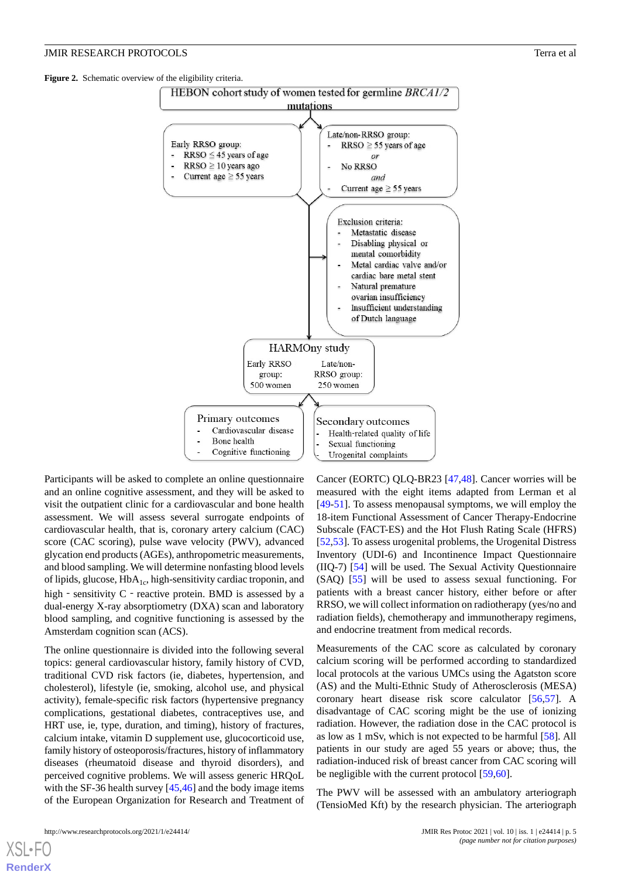**Figure 2.** Schematic overview of the eligibility criteria.

HEBON cohort study of women tested for germline *BRCA1/2* mutations

Early RRSO group:
- RRSO ≤ 45 years of age
- RRSO ≥ 10 years ago
- Current age ≥ 55 years

Late/non-RRSO group:
- RRSO ≥ 55 years of age *or*
- No RRSO *and*
- Current age ≥ 55 years

Exclusion criteria:
- Metastatic disease
- Disabling physical or mental comorbidity
- Metal cardiac valve and/or cardiac bare metal stent
- Natural premature ovarian insufficiency
- Insufficient understanding of Dutch language

HARMOny study
- Early RRSO group: 500 women
- Late/non-RRSO group: 250 women

Primary outcomes
- Cardiovascular disease
- Bone health
- Cognitive functioning

Secondary outcomes
- Health-related quality of life
- Sexual functioning
- Urogenital complaints

Participants will be asked to complete an online questionnaire and an online cognitive assessment, and they will be asked to visit the outpatient clinic for a cardiovascular and bone health assessment. We will assess several surrogate endpoints of cardiovascular health, that is, coronary artery calcium (CAC) score (CAC scoring), pulse wave velocity (PWV), advanced glycation end products (AGEs), anthropometric measurements, and blood sampling. We will determine nonfasting blood levels of lipids, glucose, $HbA_{1c}$, high-sensitivity cardiac troponin, and high‐sensitivity C‐reactive protein. BMD is assessed by a dual-energy X-ray absorptiometry (DXA) scan and laboratory blood sampling, and cognitive functioning is assessed by the Amsterdam cognition scan (ACS).

The online questionnaire is divided into the following several topics: general cardiovascular history, family history of CVD, traditional CVD risk factors (ie, diabetes, hypertension, and cholesterol), lifestyle (ie, smoking, alcohol use, and physical activity), female-specific risk factors (hypertensive pregnancy complications, gestational diabetes, contraceptives use, and HRT use, ie, type, duration, and timing), history of fractures, calcium intake, vitamin D supplement use, glucocorticoid use, family history of osteoporosis/fractures, history of inflammatory diseases (rheumatoid disease and thyroid disorders), and perceived cognitive problems. We will assess generic HRQoL with the SF-36 health survey [45,46] and the body image items of the European Organization for Research and Treatment of Cancer (EORTC) QLQ-BR23 [47,48]. Cancer worries will be measured with the eight items adapted from Lerman et al [49-51]. To assess menopausal symptoms, we will employ the 18-item Functional Assessment of Cancer Therapy-Endocrine Subscale (FACT-ES) and the Hot Flush Rating Scale (HFRS) [52,53]. To assess urogenital problems, the Urogenital Distress Inventory (UDI-6) and Incontinence Impact Questionnaire (IIQ-7) [54] will be used. The Sexual Activity Questionnaire (SAQ) [55] will be used to assess sexual functioning. For patients with a breast cancer history, either before or after RRSO, we will collect information on radiotherapy (yes/no and radiation fields), chemotherapy and immunotherapy regimens, and endocrine treatment from medical records.

Measurements of the CAC score as calculated by coronary calcium scoring will be performed according to standardized local protocols at the various UMCs using the Agatston score (AS) and the Multi-Ethnic Study of Atherosclerosis (MESA) coronary heart disease risk score calculator [56,57]. A disadvantage of CAC scoring might be the use of ionizing radiation. However, the radiation dose in the CAC protocol is as low as 1 mSv, which is not expected to be harmful [58]. All patients in our study are aged 55 years or above; thus, the radiation-induced risk of breast cancer from CAC scoring will be negligible with the current protocol [59,60].

The PWV will be assessed with an ambulatory arteriograph (TensioMed Kft) by the research physician. The arteriograph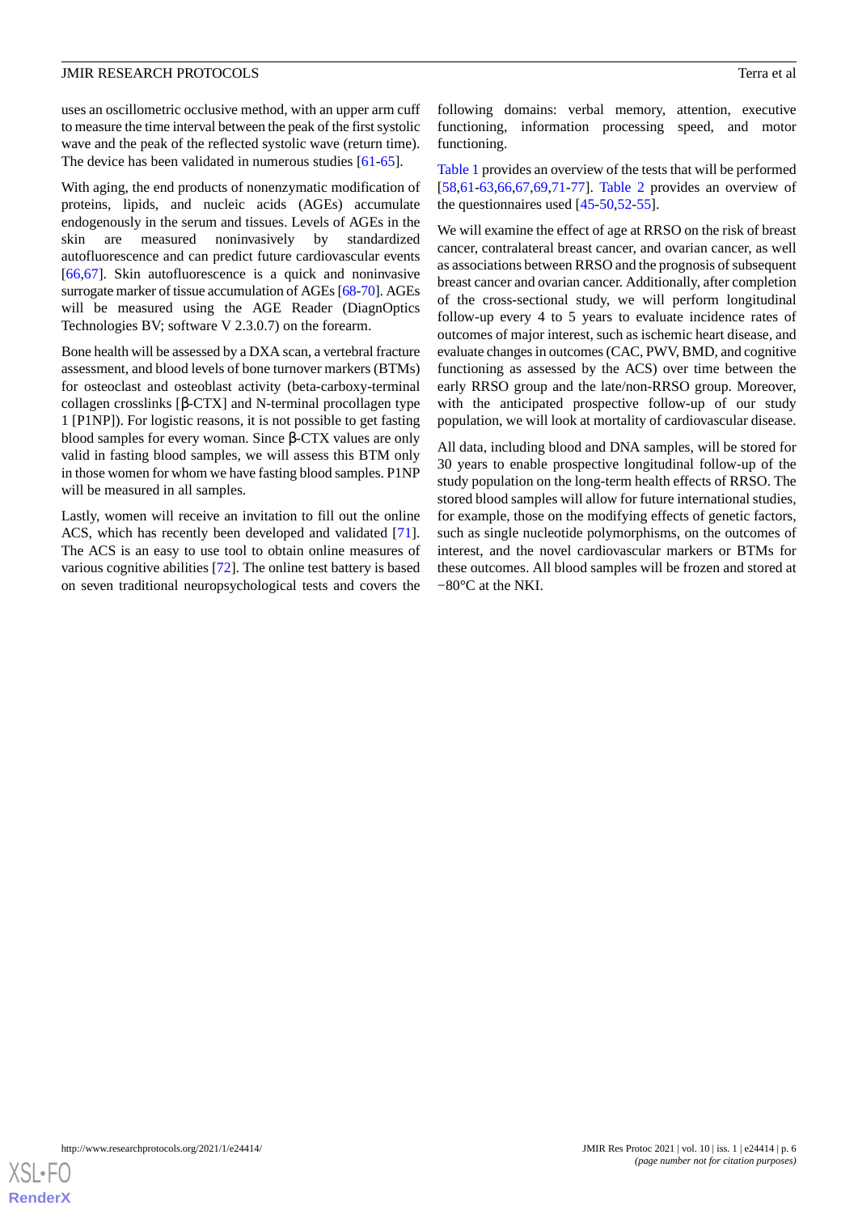uses an oscillometric occlusive method, with an upper arm cuff to measure the time interval between the peak of the first systolic wave and the peak of the reflected systolic wave (return time). The device has been validated in numerous studies [61-65].

With aging, the end products of nonenzymatic modification of proteins, lipids, and nucleic acids (AGEs) accumulate endogenously in the serum and tissues. Levels of AGEs in the skin are measured noninvasively by standardized autofluorescence and can predict future cardiovascular events [66,67]. Skin autofluorescence is a quick and noninvasive surrogate marker of tissue accumulation of AGEs [68-70]. AGEs will be measured using the AGE Reader (DiagnOptics Technologies BV; software V 2.3.0.7) on the forearm.

Bone health will be assessed by a DXA scan, a vertebral fracture assessment, and blood levels of bone turnover markers (BTMs) for osteoclast and osteoblast activity (beta-carboxy-terminal collagen crosslinks [β-CTX] and N-terminal procollagen type 1 [P1NP]). For logistic reasons, it is not possible to get fasting blood samples for every woman. Since β-CTX values are only valid in fasting blood samples, we will assess this BTM only in those women for whom we have fasting blood samples. P1NP will be measured in all samples.

Lastly, women will receive an invitation to fill out the online ACS, which has recently been developed and validated [71]. The ACS is an easy to use tool to obtain online measures of various cognitive abilities [72]. The online test battery is based on seven traditional neuropsychological tests and covers the following domains: verbal memory, attention, executive functioning, information processing speed, and motor functioning.

Table 1 provides an overview of the tests that will be performed [58,61-63,66,67,69,71-77]. Table 2 provides an overview of the questionnaires used [45-50,52-55].

We will examine the effect of age at RRSO on the risk of breast cancer, contralateral breast cancer, and ovarian cancer, as well as associations between RRSO and the prognosis of subsequent breast cancer and ovarian cancer. Additionally, after completion of the cross-sectional study, we will perform longitudinal follow-up every 4 to 5 years to evaluate incidence rates of outcomes of major interest, such as ischemic heart disease, and evaluate changes in outcomes (CAC, PWV, BMD, and cognitive functioning as assessed by the ACS) over time between the early RRSO group and the late/non-RRSO group. Moreover, with the anticipated prospective follow-up of our study population, we will look at mortality of cardiovascular disease.

All data, including blood and DNA samples, will be stored for 30 years to enable prospective longitudinal follow-up of the study population on the long-term health effects of RRSO. The stored blood samples will allow for future international studies, for example, those on the modifying effects of genetic factors, such as single nucleotide polymorphisms, on the outcomes of interest, and the novel cardiovascular markers or BTMs for these outcomes. All blood samples will be frozen and stored at −80°C at the NKI.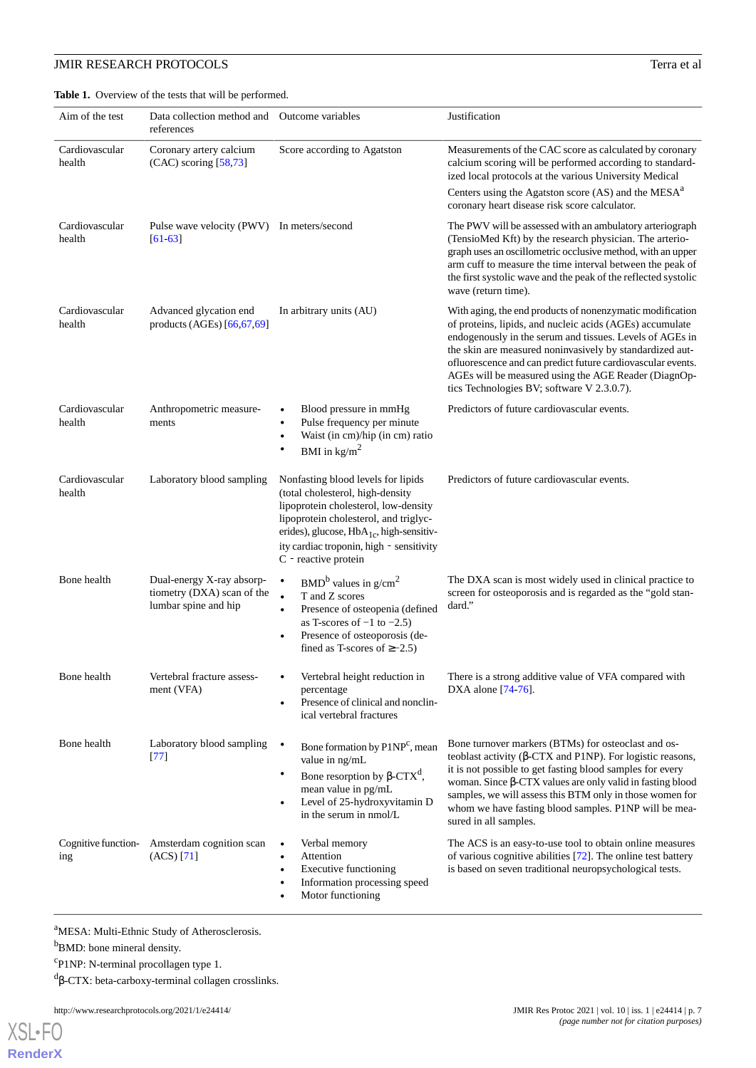**Table 1.** Overview of the tests that will be performed.

| Aim of the test | Data collection method and references | Outcome variables | Justification |
|---|---|---|---|
| Cardiovascular health | Coronary artery calcium (CAC) scoring [58,73] | Score according to Agatston | Measurements of the CAC score as calculated by coronary calcium scoring will be performed according to standardized local protocols at the various University Medical Centers using the Agatston score (AS) and the MESA[a] coronary heart disease risk score calculator. |
| Cardiovascular health | Pulse wave velocity (PWV) [61-63] | In meters/second | The PWV will be assessed with an ambulatory arteriograph (TensioMed Kft) by the research physician. The arteriograph uses an oscillometric occlusive method, with an upper arm cuff to measure the time interval between the peak of the first systolic wave and the peak of the reflected systolic wave (return time). |
| Cardiovascular health | Advanced glycation end products (AGEs) [66,67,69] | In arbitrary units (AU) | With aging, the end products of nonenzymatic modification of proteins, lipids, and nucleic acids (AGEs) accumulate endogenously in the serum and tissues. Levels of AGEs in the skin are measured noninvasively by standardized autofluorescence and can predict future cardiovascular events. AGEs will be measured using the AGE Reader (DiagnOptics Technologies BV; software V 2.3.0.7). |
| Cardiovascular health | Anthropometric measurements | • Blood pressure in mmHg<br>• Pulse frequency per minute<br>• Waist (in cm)/hip (in cm) ratio<br>• BMI in kg/m$^2$ | Predictors of future cardiovascular events. |
| Cardiovascular health | Laboratory blood sampling | Nonfasting blood levels for lipids (total cholesterol, high-density lipoprotein cholesterol, low-density lipoprotein cholesterol, and triglycerides), glucose, $HbA_{1c}$, high-sensitivity cardiac troponin, high - sensitivity C - reactive protein | Predictors of future cardiovascular events. |
| Bone health | Dual-energy X-ray absorptiometry (DXA) scan of the lumbar spine and hip | • BMD[b] values in g/cm$^2$<br>• T and Z scores<br>• Presence of osteopenia (defined as T-scores of −1 to −2.5)<br>• Presence of osteoporosis (defined as T-scores of ≥−2.5) | The DXA scan is most widely used in clinical practice to screen for osteoporosis and is regarded as the "gold standard." |
| Bone health | Vertebral fracture assessment (VFA) | • Vertebral height reduction in percentage<br>• Presence of clinical and nonclinical vertebral fractures | There is a strong additive value of VFA compared with DXA alone [74-76]. |
| Bone health | Laboratory blood sampling [77] | • Bone formation by P1NP[c], mean value in ng/mL<br>• Bone resorption by β-CTX[d], mean value in pg/mL<br>• Level of 25-hydroxyvitamin D in the serum in nmol/L | Bone turnover markers (BTMs) for osteoclast and osteoblast activity (β-CTX and P1NP). For logistic reasons, it is not possible to get fasting blood samples for every woman. Since β-CTX values are only valid in fasting blood samples, we will assess this BTM only in those women for whom we have fasting blood samples. P1NP will be measured in all samples. |
| Cognitive functioning | Amsterdam cognition scan (ACS) [71] | • Verbal memory<br>• Attention<br>• Executive functioning<br>• Information processing speed<br>• Motor functioning | The ACS is an easy-to-use tool to obtain online measures of various cognitive abilities [72]. The online test battery is based on seven traditional neuropsychological tests. |

[a]MESA: Multi-Ethnic Study of Atherosclerosis.

[b]BMD: bone mineral density.

[c]P1NP: N-terminal procollagen type 1.

[d]β-CTX: beta-carboxy-terminal collagen crosslinks.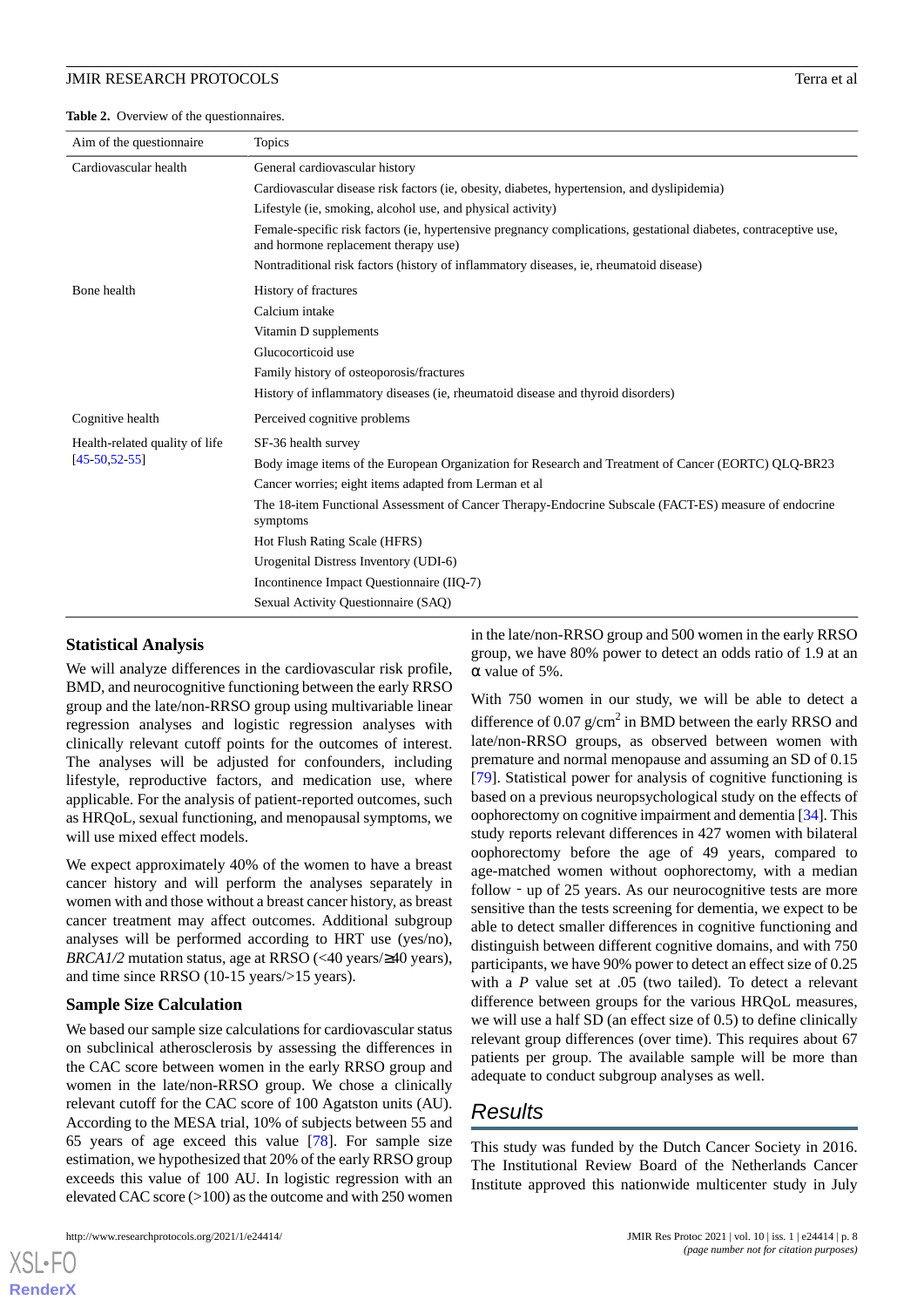**Table 2.** Overview of the questionnaires.

| Aim of the questionnaire | Topics |
|---|---|
| Cardiovascular health | General cardiovascular history |
| | Cardiovascular disease risk factors (ie, obesity, diabetes, hypertension, and dyslipidemia) |
| | Lifestyle (ie, smoking, alcohol use, and physical activity) |
| | Female-specific risk factors (ie, hypertensive pregnancy complications, gestational diabetes, contraceptive use, and hormone replacement therapy use) |
| | Nontraditional risk factors (history of inflammatory diseases, ie, rheumatoid disease) |
| Bone health | History of fractures |
| | Calcium intake |
| | Vitamin D supplements |
| | Glucocorticoid use |
| | Family history of osteoporosis/fractures |
| | History of inflammatory diseases (ie, rheumatoid disease and thyroid disorders) |
| Cognitive health | Perceived cognitive problems |
| Health-related quality of life [45-50,52-55] | SF-36 health survey |
| | Body image items of the European Organization for Research and Treatment of Cancer (EORTC) QLQ-BR23 |
| | Cancer worries; eight items adapted from Lerman et al |
| | The 18-item Functional Assessment of Cancer Therapy-Endocrine Subscale (FACT-ES) measure of endocrine symptoms |
| | Hot Flush Rating Scale (HFRS) |
| | Urogenital Distress Inventory (UDI-6) |
| | Incontinence Impact Questionnaire (IIQ-7) |
| | Sexual Activity Questionnaire (SAQ) |

### Statistical Analysis

We will analyze differences in the cardiovascular risk profile, BMD, and neurocognitive functioning between the early RRSO group and the late/non-RRSO group using multivariable linear regression analyses and logistic regression analyses with clinically relevant cutoff points for the outcomes of interest. The analyses will be adjusted for confounders, including lifestyle, reproductive factors, and medication use, where applicable. For the analysis of patient-reported outcomes, such as HRQoL, sexual functioning, and menopausal symptoms, we will use mixed effect models.

We expect approximately 40% of the women to have a breast cancer history and will perform the analyses separately in women with and those without a breast cancer history, as breast cancer treatment may affect outcomes. Additional subgroup analyses will be performed according to HRT use (yes/no), *BRCA1/2* mutation status, age at RRSO (<40 years/≥40 years), and time since RRSO (10-15 years/>15 years).

### Sample Size Calculation

We based our sample size calculations for cardiovascular status on subclinical atherosclerosis by assessing the differences in the CAC score between women in the early RRSO group and women in the late/non-RRSO group. We chose a clinically relevant cutoff for the CAC score of 100 Agatston units (AU). According to the MESA trial, 10% of subjects between 55 and 65 years of age exceed this value [78]. For sample size estimation, we hypothesized that 20% of the early RRSO group exceeds this value of 100 AU. In logistic regression with an elevated CAC score (>100) as the outcome and with 250 women in the late/non-RRSO group and 500 women in the early RRSO group, we have 80% power to detect an odds ratio of 1.9 at an α value of 5%.

With 750 women in our study, we will be able to detect a difference of 0.07 $g/cm^2$ in BMD between the early RRSO and late/non-RRSO groups, as observed between women with premature and normal menopause and assuming an SD of 0.15 [79]. Statistical power for analysis of cognitive functioning is based on a previous neuropsychological study on the effects of oophorectomy on cognitive impairment and dementia [34]. This study reports relevant differences in 427 women with bilateral oophorectomy before the age of 49 years, compared to age-matched women without oophorectomy, with a median follow - up of 25 years. As our neurocognitive tests are more sensitive than the tests screening for dementia, we expect to be able to detect smaller differences in cognitive functioning and distinguish between different cognitive domains, and with 750 participants, we have 90% power to detect an effect size of 0.25 with a *P* value set at .05 (two tailed). To detect a relevant difference between groups for the various HRQoL measures, we will use a half SD (an effect size of 0.5) to define clinically relevant group differences (over time). This requires about 67 patients per group. The available sample will be more than adequate to conduct subgroup analyses as well.

## Results

This study was funded by the Dutch Cancer Society in 2016. The Institutional Review Board of the Netherlands Cancer Institute approved this nationwide multicenter study in July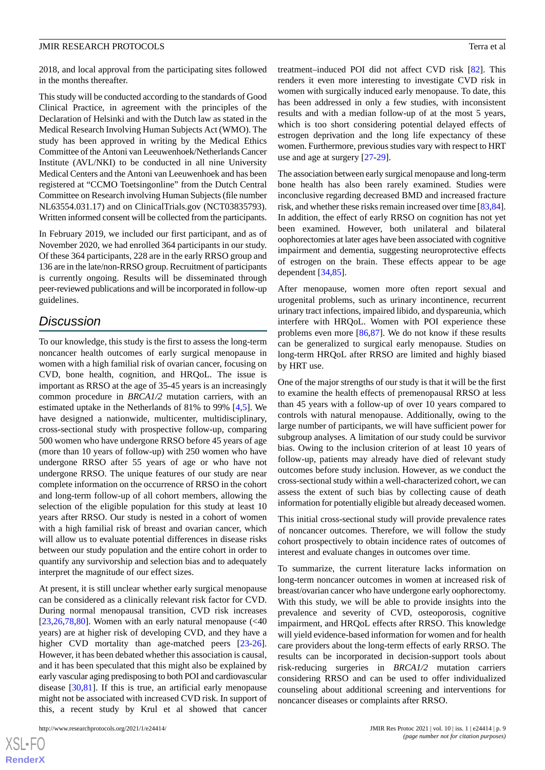2018, and local approval from the participating sites followed in the months thereafter.

This study will be conducted according to the standards of Good Clinical Practice, in agreement with the principles of the Declaration of Helsinki and with the Dutch law as stated in the Medical Research Involving Human Subjects Act (WMO). The study has been approved in writing by the Medical Ethics Committee of the Antoni van Leeuwenhoek/Netherlands Cancer Institute (AVL/NKI) to be conducted in all nine University Medical Centers and the Antoni van Leeuwenhoek and has been registered at "CCMO Toetsingonline" from the Dutch Central Committee on Research involving Human Subjects (file number NL63554.031.17) and on ClinicalTrials.gov (NCT03835793). Written informed consent will be collected from the participants.

In February 2019, we included our first participant, and as of November 2020, we had enrolled 364 participants in our study. Of these 364 participants, 228 are in the early RRSO group and 136 are in the late/non-RRSO group. Recruitment of participants is currently ongoing. Results will be disseminated through peer-reviewed publications and will be incorporated in follow-up guidelines.

## Discussion

To our knowledge, this study is the first to assess the long-term noncancer health outcomes of early surgical menopause in women with a high familial risk of ovarian cancer, focusing on CVD, bone health, cognition, and HRQoL. The issue is important as RRSO at the age of 35-45 years is an increasingly common procedure in *BRCA1/2* mutation carriers, with an estimated uptake in the Netherlands of 81% to 99% [4,5]. We have designed a nationwide, multicenter, multidisciplinary, cross-sectional study with prospective follow-up, comparing 500 women who have undergone RRSO before 45 years of age (more than 10 years of follow-up) with 250 women who have undergone RRSO after 55 years of age or who have not undergone RRSO. The unique features of our study are near complete information on the occurrence of RRSO in the cohort and long-term follow-up of all cohort members, allowing the selection of the eligible population for this study at least 10 years after RRSO. Our study is nested in a cohort of women with a high familial risk of breast and ovarian cancer, which will allow us to evaluate potential differences in disease risks between our study population and the entire cohort in order to quantify any survivorship and selection bias and to adequately interpret the magnitude of our effect sizes.

At present, it is still unclear whether early surgical menopause can be considered as a clinically relevant risk factor for CVD. During normal menopausal transition, CVD risk increases [23,26,78,80]. Women with an early natural menopause (<40 years) are at higher risk of developing CVD, and they have a higher CVD mortality than age-matched peers [23-26]. However, it has been debated whether this association is causal, and it has been speculated that this might also be explained by early vascular aging predisposing to both POI and cardiovascular disease [30,81]. If this is true, an artificial early menopause might not be associated with increased CVD risk. In support of this, a recent study by Krul et al showed that cancer treatment–induced POI did not affect CVD risk [82]. This renders it even more interesting to investigate CVD risk in women with surgically induced early menopause. To date, this has been addressed in only a few studies, with inconsistent results and with a median follow-up of at the most 5 years, which is too short considering potential delayed effects of estrogen deprivation and the long life expectancy of these women. Furthermore, previous studies vary with respect to HRT use and age at surgery [27-29].

The association between early surgical menopause and long-term bone health has also been rarely examined. Studies were inconclusive regarding decreased BMD and increased fracture risk, and whether these risks remain increased over time [83,84]. In addition, the effect of early RRSO on cognition has not yet been examined. However, both unilateral and bilateral oophorectomies at later ages have been associated with cognitive impairment and dementia, suggesting neuroprotective effects of estrogen on the brain. These effects appear to be age dependent [34,85].

After menopause, women more often report sexual and urogenital problems, such as urinary incontinence, recurrent urinary tract infections, impaired libido, and dyspareunia, which interfere with HRQoL. Women with POI experience these problems even more [86,87]. We do not know if these results can be generalized to surgical early menopause. Studies on long-term HRQoL after RRSO are limited and highly biased by HRT use.

One of the major strengths of our study is that it will be the first to examine the health effects of premenopausal RRSO at less than 45 years with a follow-up of over 10 years compared to controls with natural menopause. Additionally, owing to the large number of participants, we will have sufficient power for subgroup analyses. A limitation of our study could be survivor bias. Owing to the inclusion criterion of at least 10 years of follow-up, patients may already have died of relevant study outcomes before study inclusion. However, as we conduct the cross-sectional study within a well-characterized cohort, we can assess the extent of such bias by collecting cause of death information for potentially eligible but already deceased women.

This initial cross-sectional study will provide prevalence rates of noncancer outcomes. Therefore, we will follow the study cohort prospectively to obtain incidence rates of outcomes of interest and evaluate changes in outcomes over time.

To summarize, the current literature lacks information on long-term noncancer outcomes in women at increased risk of breast/ovarian cancer who have undergone early oophorectomy. With this study, we will be able to provide insights into the prevalence and severity of CVD, osteoporosis, cognitive impairment, and HRQoL effects after RRSO. This knowledge will yield evidence-based information for women and for health care providers about the long-term effects of early RRSO. The results can be incorporated in decision-support tools about risk-reducing surgeries in *BRCA1/2* mutation carriers considering RRSO and can be used to offer individualized counseling about additional screening and interventions for noncancer diseases or complaints after RRSO.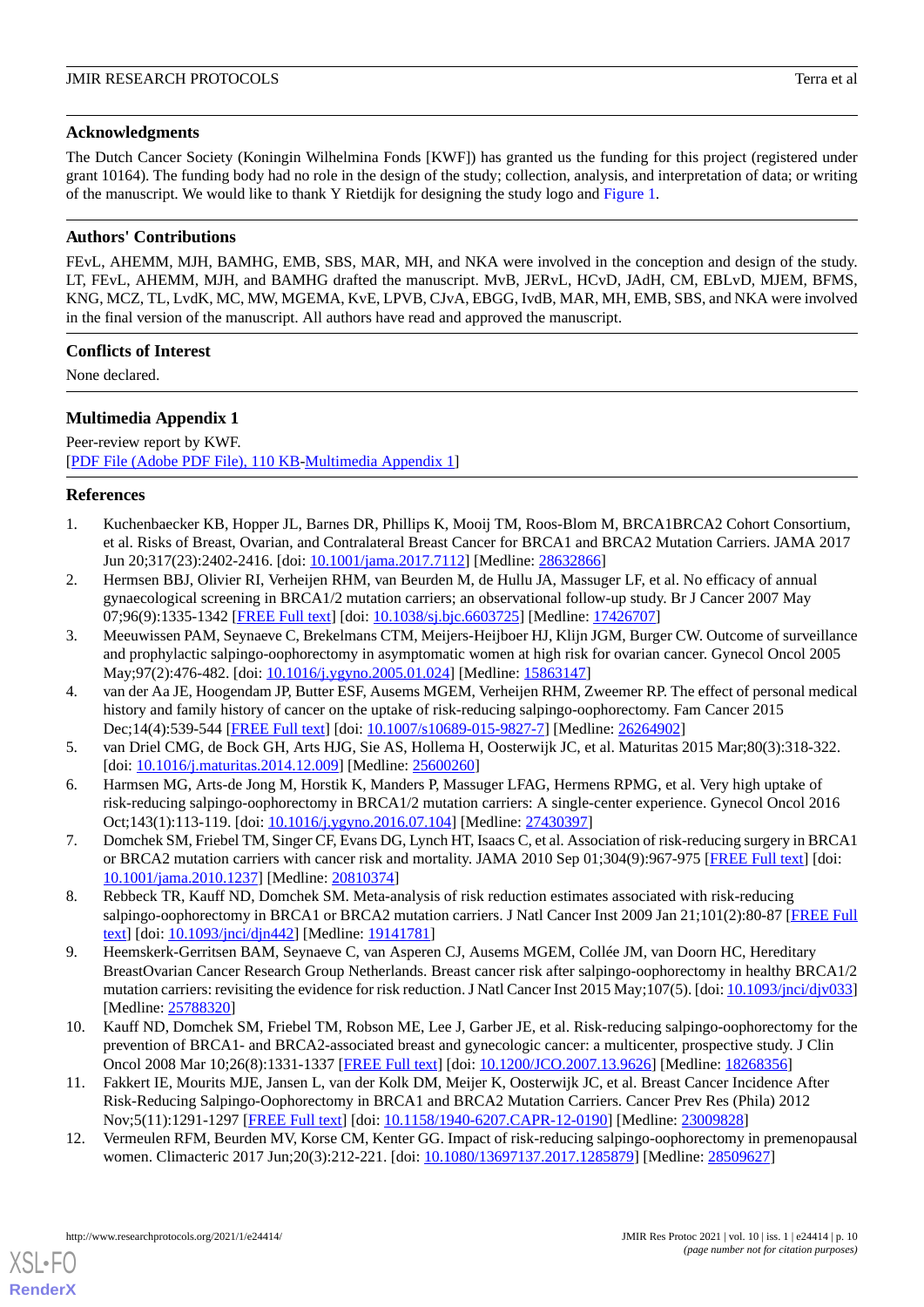## Acknowledgments

The Dutch Cancer Society (Koningin Wilhelmina Fonds [KWF]) has granted us the funding for this project (registered under grant 10164). The funding body had no role in the design of the study; collection, analysis, and interpretation of data; or writing of the manuscript. We would like to thank Y Rietdijk for designing the study logo and Figure 1.

## Authors' Contributions

FEvL, AHEMM, MJH, BAMHG, EMB, SBS, MAR, MH, and NKA were involved in the conception and design of the study. LT, FEvL, AHEMM, MJH, and BAMHG drafted the manuscript. MvB, JERvL, HCvD, JAdH, CM, EBLvD, MJEM, BFMS, KNG, MCZ, TL, LvdK, MC, MW, MGEMA, KvE, LPVB, CJvA, EBGG, IvdB, MAR, MH, EMB, SBS, and NKA were involved in the final version of the manuscript. All authors have read and approved the manuscript.

## Conflicts of Interest

None declared.

## Multimedia Appendix 1

Peer-review report by KWF.
[PDF File (Adobe PDF File), 110 KB-Multimedia Appendix 1]

## References

1. Kuchenbaecker KB, Hopper JL, Barnes DR, Phillips K, Mooij TM, Roos-Blom M, BRCA1BRCA2 Cohort Consortium, et al. Risks of Breast, Ovarian, and Contralateral Breast Cancer for BRCA1 and BRCA2 Mutation Carriers. JAMA 2017 Jun 20;317(23):2402-2416. [doi: 10.1001/jama.2017.7112] [Medline: 28632866]
2. Hermsen BBJ, Olivier RI, Verheijen RHM, van Beurden M, de Hullu JA, Massuger LF, et al. No efficacy of annual gynaecological screening in BRCA1/2 mutation carriers; an observational follow-up study. Br J Cancer 2007 May 07;96(9):1335-1342 [FREE Full text] [doi: 10.1038/sj.bjc.6603725] [Medline: 17426707]
3. Meeuwissen PAM, Seynaeve C, Brekelmans CTM, Meijers-Heijboer HJ, Klijn JGM, Burger CW. Outcome of surveillance and prophylactic salpingo-oophorectomy in asymptomatic women at high risk for ovarian cancer. Gynecol Oncol 2005 May;97(2):476-482. [doi: 10.1016/j.ygyno.2005.01.024] [Medline: 15863147]
4. van der Aa JE, Hoogendam JP, Butter ESF, Ausems MGEM, Verheijen RHM, Zweemer RP. The effect of personal medical history and family history of cancer on the uptake of risk-reducing salpingo-oophorectomy. Fam Cancer 2015 Dec;14(4):539-544 [FREE Full text] [doi: 10.1007/s10689-015-9827-7] [Medline: 26264902]
5. van Driel CMG, de Bock GH, Arts HJG, Sie AS, Hollema H, Oosterwijk JC, et al. Maturitas 2015 Mar;80(3):318-322. [doi: 10.1016/j.maturitas.2014.12.009] [Medline: 25600260]
6. Harmsen MG, Arts-de Jong M, Horstik K, Manders P, Massuger LFAG, Hermens RPMG, et al. Very high uptake of risk-reducing salpingo-oophorectomy in BRCA1/2 mutation carriers: A single-center experience. Gynecol Oncol 2016 Oct;143(1):113-119. [doi: 10.1016/j.ygyno.2016.07.104] [Medline: 27430397]
7. Domchek SM, Friebel TM, Singer CF, Evans DG, Lynch HT, Isaacs C, et al. Association of risk-reducing surgery in BRCA1 or BRCA2 mutation carriers with cancer risk and mortality. JAMA 2010 Sep 01;304(9):967-975 [FREE Full text] [doi: 10.1001/jama.2010.1237] [Medline: 20810374]
8. Rebbeck TR, Kauff ND, Domchek SM. Meta-analysis of risk reduction estimates associated with risk-reducing salpingo-oophorectomy in BRCA1 or BRCA2 mutation carriers. J Natl Cancer Inst 2009 Jan 21;101(2):80-87 [FREE Full text] [doi: 10.1093/jnci/djn442] [Medline: 19141781]
9. Heemskerk-Gerritsen BAM, Seynaeve C, van Asperen CJ, Ausems MGEM, Collée JM, van Doorn HC, Hereditary BreastOvarian Cancer Research Group Netherlands. Breast cancer risk after salpingo-oophorectomy in healthy BRCA1/2 mutation carriers: revisiting the evidence for risk reduction. J Natl Cancer Inst 2015 May;107(5). [doi: 10.1093/jnci/djv033] [Medline: 25788320]
10. Kauff ND, Domchek SM, Friebel TM, Robson ME, Lee J, Garber JE, et al. Risk-reducing salpingo-oophorectomy for the prevention of BRCA1- and BRCA2-associated breast and gynecologic cancer: a multicenter, prospective study. J Clin Oncol 2008 Mar 10;26(8):1331-1337 [FREE Full text] [doi: 10.1200/JCO.2007.13.9626] [Medline: 18268356]
11. Fakkert IE, Mourits MJE, Jansen L, van der Kolk DM, Meijer K, Oosterwijk JC, et al. Breast Cancer Incidence After Risk-Reducing Salpingo-Oophorectomy in BRCA1 and BRCA2 Mutation Carriers. Cancer Prev Res (Phila) 2012 Nov;5(11):1291-1297 [FREE Full text] [doi: 10.1158/1940-6207.CAPR-12-0190] [Medline: 23009828]
12. Vermeulen RFM, Beurden MV, Korse CM, Kenter GG. Impact of risk-reducing salpingo-oophorectomy in premenopausal women. Climacteric 2017 Jun;20(3):212-221. [doi: 10.1080/13697137.2017.1285879] [Medline: 28509627]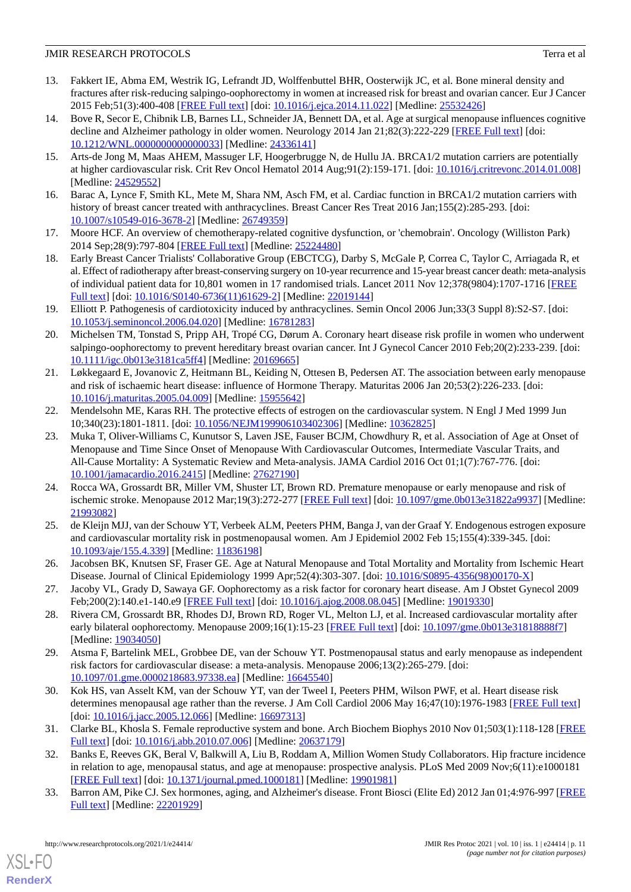13. Fakkert IE, Abma EM, Westrik IG, Lefrandt JD, Wolffenbuttel BHR, Oosterwijk JC, et al. Bone mineral density and fractures after risk-reducing salpingo-oophorectomy in women at increased risk for breast and ovarian cancer. Eur J Cancer 2015 Feb;51(3):400-408 [FREE Full text] [doi: 10.1016/j.ejca.2014.11.022] [Medline: 25532426]
14. Bove R, Secor E, Chibnik LB, Barnes LL, Schneider JA, Bennett DA, et al. Age at surgical menopause influences cognitive decline and Alzheimer pathology in older women. Neurology 2014 Jan 21;82(3):222-229 [FREE Full text] [doi: 10.1212/WNL.0000000000000033] [Medline: 24336141]
15. Arts-de Jong M, Maas AHEM, Massuger LF, Hoogerbrugge N, de Hullu JA. BRCA1/2 mutation carriers are potentially at higher cardiovascular risk. Crit Rev Oncol Hematol 2014 Aug;91(2):159-171. [doi: 10.1016/j.critrevonc.2014.01.008] [Medline: 24529552]
16. Barac A, Lynce F, Smith KL, Mete M, Shara NM, Asch FM, et al. Cardiac function in BRCA1/2 mutation carriers with history of breast cancer treated with anthracyclines. Breast Cancer Res Treat 2016 Jan;155(2):285-293. [doi: 10.1007/s10549-016-3678-2] [Medline: 26749359]
17. Moore HCF. An overview of chemotherapy-related cognitive dysfunction, or 'chemobrain'. Oncology (Williston Park) 2014 Sep;28(9):797-804 [FREE Full text] [Medline: 25224480]
18. Early Breast Cancer Trialists' Collaborative Group (EBCTCG), Darby S, McGale P, Correa C, Taylor C, Arriagada R, et al. Effect of radiotherapy after breast-conserving surgery on 10-year recurrence and 15-year breast cancer death: meta-analysis of individual patient data for 10,801 women in 17 randomised trials. Lancet 2011 Nov 12;378(9804):1707-1716 [FREE Full text] [doi: 10.1016/S0140-6736(11)61629-2] [Medline: 22019144]
19. Elliott P. Pathogenesis of cardiotoxicity induced by anthracyclines. Semin Oncol 2006 Jun;33(3 Suppl 8):S2-S7. [doi: 10.1053/j.seminoncol.2006.04.020] [Medline: 16781283]
20. Michelsen TM, Tonstad S, Pripp AH, Tropé CG, Dørum A. Coronary heart disease risk profile in women who underwent salpingo-oophorectomy to prevent hereditary breast ovarian cancer. Int J Gynecol Cancer 2010 Feb;20(2):233-239. [doi: 10.1111/igc.0b013e3181ca5ff4] [Medline: 20169665]
21. Løkkegaard E, Jovanovic Z, Heitmann BL, Keiding N, Ottesen B, Pedersen AT. The association between early menopause and risk of ischaemic heart disease: influence of Hormone Therapy. Maturitas 2006 Jan 20;53(2):226-233. [doi: 10.1016/j.maturitas.2005.04.009] [Medline: 15955642]
22. Mendelsohn ME, Karas RH. The protective effects of estrogen on the cardiovascular system. N Engl J Med 1999 Jun 10;340(23):1801-1811. [doi: 10.1056/NEJM199906103402306] [Medline: 10362825]
23. Muka T, Oliver-Williams C, Kunutsor S, Laven JSE, Fauser BCJM, Chowdhury R, et al. Association of Age at Onset of Menopause and Time Since Onset of Menopause With Cardiovascular Outcomes, Intermediate Vascular Traits, and All-Cause Mortality: A Systematic Review and Meta-analysis. JAMA Cardiol 2016 Oct 01;1(7):767-776. [doi: 10.1001/jamacardio.2016.2415] [Medline: 27627190]
24. Rocca WA, Grossardt BR, Miller VM, Shuster LT, Brown RD. Premature menopause or early menopause and risk of ischemic stroke. Menopause 2012 Mar;19(3):272-277 [FREE Full text] [doi: 10.1097/gme.0b013e31822a9937] [Medline: 21993082]
25. de Kleijn MJJ, van der Schouw YT, Verbeek ALM, Peeters PHM, Banga J, van der Graaf Y. Endogenous estrogen exposure and cardiovascular mortality risk in postmenopausal women. Am J Epidemiol 2002 Feb 15;155(4):339-345. [doi: 10.1093/aje/155.4.339] [Medline: 11836198]
26. Jacobsen BK, Knutsen SF, Fraser GE. Age at Natural Menopause and Total Mortality and Mortality from Ischemic Heart Disease. Journal of Clinical Epidemiology 1999 Apr;52(4):303-307. [doi: 10.1016/S0895-4356(98)00170-X]
27. Jacoby VL, Grady D, Sawaya GF. Oophorectomy as a risk factor for coronary heart disease. Am J Obstet Gynecol 2009 Feb;200(2):140.e1-140.e9 [FREE Full text] [doi: 10.1016/j.ajog.2008.08.045] [Medline: 19019330]
28. Rivera CM, Grossardt BR, Rhodes DJ, Brown RD, Roger VL, Melton LJ, et al. Increased cardiovascular mortality after early bilateral oophorectomy. Menopause 2009;16(1):15-23 [FREE Full text] [doi: 10.1097/gme.0b013e31818888f7] [Medline: 19034050]
29. Atsma F, Bartelink MEL, Grobbee DE, van der Schouw YT. Postmenopausal status and early menopause as independent risk factors for cardiovascular disease: a meta-analysis. Menopause 2006;13(2):265-279. [doi: 10.1097/01.gme.0000218683.97338.ea] [Medline: 16645540]
30. Kok HS, van Asselt KM, van der Schouw YT, van der Tweel I, Peeters PHM, Wilson PWF, et al. Heart disease risk determines menopausal age rather than the reverse. J Am Coll Cardiol 2006 May 16;47(10):1976-1983 [FREE Full text] [doi: 10.1016/j.jacc.2005.12.066] [Medline: 16697313]
31. Clarke BL, Khosla S. Female reproductive system and bone. Arch Biochem Biophys 2010 Nov 01;503(1):118-128 [FREE Full text] [doi: 10.1016/j.abb.2010.07.006] [Medline: 20637179]
32. Banks E, Reeves GK, Beral V, Balkwill A, Liu B, Roddam A, Million Women Study Collaborators. Hip fracture incidence in relation to age, menopausal status, and age at menopause: prospective analysis. PLoS Med 2009 Nov;6(11):e1000181 [FREE Full text] [doi: 10.1371/journal.pmed.1000181] [Medline: 19901981]
33. Barron AM, Pike CJ. Sex hormones, aging, and Alzheimer's disease. Front Biosci (Elite Ed) 2012 Jan 01;4:976-997 [FREE Full text] [Medline: 22201929]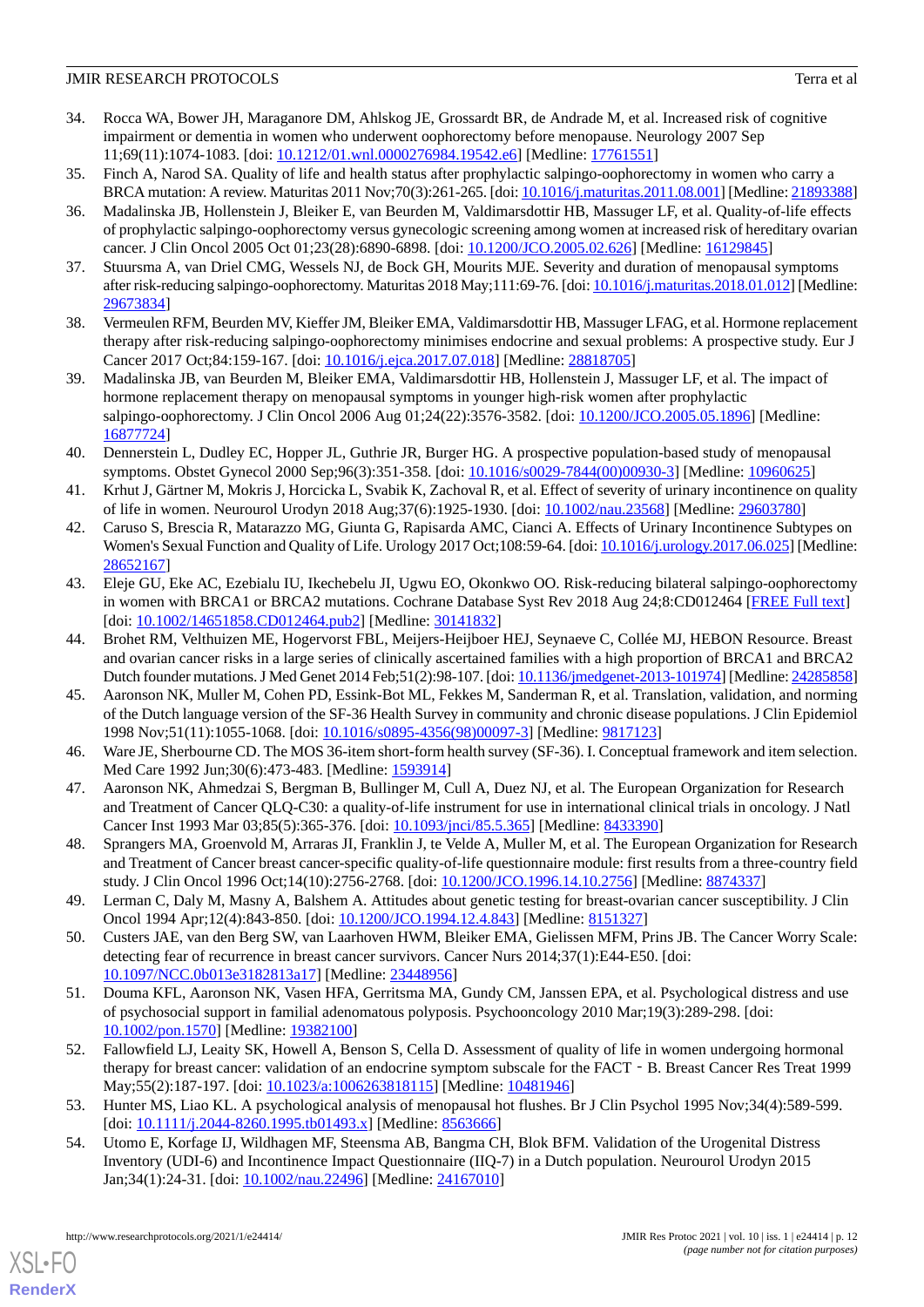34. Rocca WA, Bower JH, Maraganore DM, Ahlskog JE, Grossardt BR, de Andrade M, et al. Increased risk of cognitive impairment or dementia in women who underwent oophorectomy before menopause. Neurology 2007 Sep 11;69(11):1074-1083. [doi: 10.1212/01.wnl.0000276984.19542.e6] [Medline: 17761551]
35. Finch A, Narod SA. Quality of life and health status after prophylactic salpingo-oophorectomy in women who carry a BRCA mutation: A review. Maturitas 2011 Nov;70(3):261-265. [doi: 10.1016/j.maturitas.2011.08.001] [Medline: 21893388]
36. Madalinska JB, Hollenstein J, Bleiker E, van Beurden M, Valdimarsdottir HB, Massuger LF, et al. Quality-of-life effects of prophylactic salpingo-oophorectomy versus gynecologic screening among women at increased risk of hereditary ovarian cancer. J Clin Oncol 2005 Oct 01;23(28):6890-6898. [doi: 10.1200/JCO.2005.02.626] [Medline: 16129845]
37. Stuursma A, van Driel CMG, Wessels NJ, de Bock GH, Mourits MJE. Severity and duration of menopausal symptoms after risk-reducing salpingo-oophorectomy. Maturitas 2018 May;111:69-76. [doi: 10.1016/j.maturitas.2018.01.012] [Medline: 29673834]
38. Vermeulen RFM, Beurden MV, Kieffer JM, Bleiker EMA, Valdimarsdottir HB, Massuger LFAG, et al. Hormone replacement therapy after risk-reducing salpingo-oophorectomy minimises endocrine and sexual problems: A prospective study. Eur J Cancer 2017 Oct;84:159-167. [doi: 10.1016/j.ejca.2017.07.018] [Medline: 28818705]
39. Madalinska JB, van Beurden M, Bleiker EMA, Valdimarsdottir HB, Hollenstein J, Massuger LF, et al. The impact of hormone replacement therapy on menopausal symptoms in younger high-risk women after prophylactic salpingo-oophorectomy. J Clin Oncol 2006 Aug 01;24(22):3576-3582. [doi: 10.1200/JCO.2005.05.1896] [Medline: 16877724]
40. Dennerstein L, Dudley EC, Hopper JL, Guthrie JR, Burger HG. A prospective population-based study of menopausal symptoms. Obstet Gynecol 2000 Sep;96(3):351-358. [doi: 10.1016/s0029-7844(00)00930-3] [Medline: 10960625]
41. Krhut J, Gärtner M, Mokris J, Horcicka L, Svabik K, Zachoval R, et al. Effect of severity of urinary incontinence on quality of life in women. Neurourol Urodyn 2018 Aug;37(6):1925-1930. [doi: 10.1002/nau.23568] [Medline: 29603780]
42. Caruso S, Brescia R, Matarazzo MG, Giunta G, Rapisarda AMC, Cianci A. Effects of Urinary Incontinence Subtypes on Women's Sexual Function and Quality of Life. Urology 2017 Oct;108:59-64. [doi: 10.1016/j.urology.2017.06.025] [Medline: 28652167]
43. Eleje GU, Eke AC, Ezebialu IU, Ikechebelu JI, Ugwu EO, Okonkwo OO. Risk-reducing bilateral salpingo-oophorectomy in women with BRCA1 or BRCA2 mutations. Cochrane Database Syst Rev 2018 Aug 24;8:CD012464 [FREE Full text] [doi: 10.1002/14651858.CD012464.pub2] [Medline: 30141832]
44. Brohet RM, Velthuizen ME, Hogervorst FBL, Meijers-Heijboer HEJ, Seynaeve C, Collée MJ, HEBON Resource. Breast and ovarian cancer risks in a large series of clinically ascertained families with a high proportion of BRCA1 and BRCA2 Dutch founder mutations. J Med Genet 2014 Feb;51(2):98-107. [doi: 10.1136/jmedgenet-2013-101974] [Medline: 24285858]
45. Aaronson NK, Muller M, Cohen PD, Essink-Bot ML, Fekkes M, Sanderman R, et al. Translation, validation, and norming of the Dutch language version of the SF-36 Health Survey in community and chronic disease populations. J Clin Epidemiol 1998 Nov;51(11):1055-1068. [doi: 10.1016/s0895-4356(98)00097-3] [Medline: 9817123]
46. Ware JE, Sherbourne CD. The MOS 36-item short-form health survey (SF-36). I. Conceptual framework and item selection. Med Care 1992 Jun;30(6):473-483. [Medline: 1593914]
47. Aaronson NK, Ahmedzai S, Bergman B, Bullinger M, Cull A, Duez NJ, et al. The European Organization for Research and Treatment of Cancer QLQ-C30: a quality-of-life instrument for use in international clinical trials in oncology. J Natl Cancer Inst 1993 Mar 03;85(5):365-376. [doi: 10.1093/jnci/85.5.365] [Medline: 8433390]
48. Sprangers MA, Groenvold M, Arraras JI, Franklin J, te Velde A, Muller M, et al. The European Organization for Research and Treatment of Cancer breast cancer-specific quality-of-life questionnaire module: first results from a three-country field study. J Clin Oncol 1996 Oct;14(10):2756-2768. [doi: 10.1200/JCO.1996.14.10.2756] [Medline: 8874337]
49. Lerman C, Daly M, Masny A, Balshem A. Attitudes about genetic testing for breast-ovarian cancer susceptibility. J Clin Oncol 1994 Apr;12(4):843-850. [doi: 10.1200/JCO.1994.12.4.843] [Medline: 8151327]
50. Custers JAE, van den Berg SW, van Laarhoven HWM, Bleiker EMA, Gielissen MFM, Prins JB. The Cancer Worry Scale: detecting fear of recurrence in breast cancer survivors. Cancer Nurs 2014;37(1):E44-E50. [doi: 10.1097/NCC.0b013e3182813a17] [Medline: 23448956]
51. Douma KFL, Aaronson NK, Vasen HFA, Gerritsma MA, Gundy CM, Janssen EPA, et al. Psychological distress and use of psychosocial support in familial adenomatous polyposis. Psychooncology 2010 Mar;19(3):289-298. [doi: 10.1002/pon.1570] [Medline: 19382100]
52. Fallowfield LJ, Leaity SK, Howell A, Benson S, Cella D. Assessment of quality of life in women undergoing hormonal therapy for breast cancer: validation of an endocrine symptom subscale for the FACT - B. Breast Cancer Res Treat 1999 May;55(2):187-197. [doi: 10.1023/a:1006263818115] [Medline: 10481946]
53. Hunter MS, Liao KL. A psychological analysis of menopausal hot flushes. Br J Clin Psychol 1995 Nov;34(4):589-599. [doi: 10.1111/j.2044-8260.1995.tb01493.x] [Medline: 8563666]
54. Utomo E, Korfage IJ, Wildhagen MF, Steensma AB, Bangma CH, Blok BFM. Validation of the Urogenital Distress Inventory (UDI-6) and Incontinence Impact Questionnaire (IIQ-7) in a Dutch population. Neurourol Urodyn 2015 Jan;34(1):24-31. [doi: 10.1002/nau.22496] [Medline: 24167010]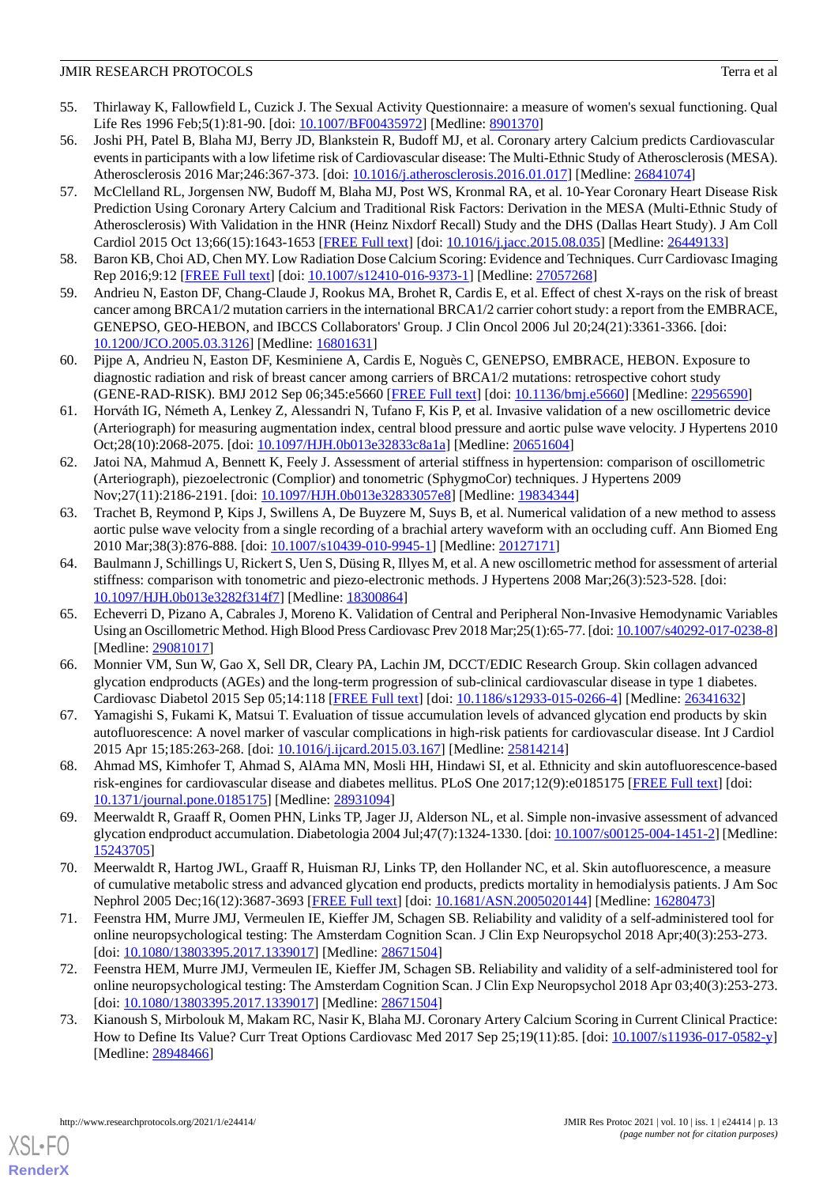55. Thirlaway K, Fallowfield L, Cuzick J. The Sexual Activity Questionnaire: a measure of women's sexual functioning. Qual Life Res 1996 Feb;5(1):81-90. [doi: 10.1007/BF00435972] [Medline: 8901370]
56. Joshi PH, Patel B, Blaha MJ, Berry JD, Blankstein R, Budoff MJ, et al. Coronary artery Calcium predicts Cardiovascular events in participants with a low lifetime risk of Cardiovascular disease: The Multi-Ethnic Study of Atherosclerosis (MESA). Atherosclerosis 2016 Mar;246:367-373. [doi: 10.1016/j.atherosclerosis.2016.01.017] [Medline: 26841074]
57. McClelland RL, Jorgensen NW, Budoff M, Blaha MJ, Post WS, Kronmal RA, et al. 10-Year Coronary Heart Disease Risk Prediction Using Coronary Artery Calcium and Traditional Risk Factors: Derivation in the MESA (Multi-Ethnic Study of Atherosclerosis) With Validation in the HNR (Heinz Nixdorf Recall) Study and the DHS (Dallas Heart Study). J Am Coll Cardiol 2015 Oct 13;66(15):1643-1653 [FREE Full text] [doi: 10.1016/j.jacc.2015.08.035] [Medline: 26449133]
58. Baron KB, Choi AD, Chen MY. Low Radiation Dose Calcium Scoring: Evidence and Techniques. Curr Cardiovasc Imaging Rep 2016;9:12 [FREE Full text] [doi: 10.1007/s12410-016-9373-1] [Medline: 27057268]
59. Andrieu N, Easton DF, Chang-Claude J, Rookus MA, Brohet R, Cardis E, et al. Effect of chest X-rays on the risk of breast cancer among BRCA1/2 mutation carriers in the international BRCA1/2 carrier cohort study: a report from the EMBRACE, GENEPSO, GEO-HEBON, and IBCCS Collaborators' Group. J Clin Oncol 2006 Jul 20;24(21):3361-3366. [doi: 10.1200/JCO.2005.03.3126] [Medline: 16801631]
60. Pijpe A, Andrieu N, Easton DF, Kesminiene A, Cardis E, Noguès C, GENEPSO, EMBRACE, HEBON. Exposure to diagnostic radiation and risk of breast cancer among carriers of BRCA1/2 mutations: retrospective cohort study (GENE-RAD-RISK). BMJ 2012 Sep 06;345:e5660 [FREE Full text] [doi: 10.1136/bmj.e5660] [Medline: 22956590]
61. Horváth IG, Németh A, Lenkey Z, Alessandri N, Tufano F, Kis P, et al. Invasive validation of a new oscillometric device (Arteriograph) for measuring augmentation index, central blood pressure and aortic pulse wave velocity. J Hypertens 2010 Oct;28(10):2068-2075. [doi: 10.1097/HJH.0b013e32833c8a1a] [Medline: 20651604]
62. Jatoi NA, Mahmud A, Bennett K, Feely J. Assessment of arterial stiffness in hypertension: comparison of oscillometric (Arteriograph), piezoelectronic (Complior) and tonometric (SphygmoCor) techniques. J Hypertens 2009 Nov;27(11):2186-2191. [doi: 10.1097/HJH.0b013e32833057e8] [Medline: 19834344]
63. Trachet B, Reymond P, Kips J, Swillens A, De Buyzere M, Suys B, et al. Numerical validation of a new method to assess aortic pulse wave velocity from a single recording of a brachial artery waveform with an occluding cuff. Ann Biomed Eng 2010 Mar;38(3):876-888. [doi: 10.1007/s10439-010-9945-1] [Medline: 20127171]
64. Baulmann J, Schillings U, Rickert S, Uen S, Düsing R, Illyes M, et al. A new oscillometric method for assessment of arterial stiffness: comparison with tonometric and piezo-electronic methods. J Hypertens 2008 Mar;26(3):523-528. [doi: 10.1097/HJH.0b013e3282f314f7] [Medline: 18300864]
65. Echeverri D, Pizano A, Cabrales J, Moreno K. Validation of Central and Peripheral Non-Invasive Hemodynamic Variables Using an Oscillometric Method. High Blood Press Cardiovasc Prev 2018 Mar;25(1):65-77. [doi: 10.1007/s40292-017-0238-8] [Medline: 29081017]
66. Monnier VM, Sun W, Gao X, Sell DR, Cleary PA, Lachin JM, DCCT/EDIC Research Group. Skin collagen advanced glycation endproducts (AGEs) and the long-term progression of sub-clinical cardiovascular disease in type 1 diabetes. Cardiovasc Diabetol 2015 Sep 05;14:118 [FREE Full text] [doi: 10.1186/s12933-015-0266-4] [Medline: 26341632]
67. Yamagishi S, Fukami K, Matsui T. Evaluation of tissue accumulation levels of advanced glycation end products by skin autofluorescence: A novel marker of vascular complications in high-risk patients for cardiovascular disease. Int J Cardiol 2015 Apr 15;185:263-268. [doi: 10.1016/j.ijcard.2015.03.167] [Medline: 25814214]
68. Ahmad MS, Kimhofer T, Ahmad S, AlAma MN, Mosli HH, Hindawi SI, et al. Ethnicity and skin autofluorescence-based risk-engines for cardiovascular disease and diabetes mellitus. PLoS One 2017;12(9):e0185175 [FREE Full text] [doi: 10.1371/journal.pone.0185175] [Medline: 28931094]
69. Meerwaldt R, Graaff R, Oomen PHN, Links TP, Jager JJ, Alderson NL, et al. Simple non-invasive assessment of advanced glycation endproduct accumulation. Diabetologia 2004 Jul;47(7):1324-1330. [doi: 10.1007/s00125-004-1451-2] [Medline: 15243705]
70. Meerwaldt R, Hartog JWL, Graaff R, Huisman RJ, Links TP, den Hollander NC, et al. Skin autofluorescence, a measure of cumulative metabolic stress and advanced glycation end products, predicts mortality in hemodialysis patients. J Am Soc Nephrol 2005 Dec;16(12):3687-3693 [FREE Full text] [doi: 10.1681/ASN.2005020144] [Medline: 16280473]
71. Feenstra HM, Murre JMJ, Vermeulen IE, Kieffer JM, Schagen SB. Reliability and validity of a self-administered tool for online neuropsychological testing: The Amsterdam Cognition Scan. J Clin Exp Neuropsychol 2018 Apr;40(3):253-273. [doi: 10.1080/13803395.2017.1339017] [Medline: 28671504]
72. Feenstra HEM, Murre JMJ, Vermeulen IE, Kieffer JM, Schagen SB. Reliability and validity of a self-administered tool for online neuropsychological testing: The Amsterdam Cognition Scan. J Clin Exp Neuropsychol 2018 Apr 03;40(3):253-273. [doi: 10.1080/13803395.2017.1339017] [Medline: 28671504]
73. Kianoush S, Mirbolouk M, Makam RC, Nasir K, Blaha MJ. Coronary Artery Calcium Scoring in Current Clinical Practice: How to Define Its Value? Curr Treat Options Cardiovasc Med 2017 Sep 25;19(11):85. [doi: 10.1007/s11936-017-0582-y] [Medline: 28948466]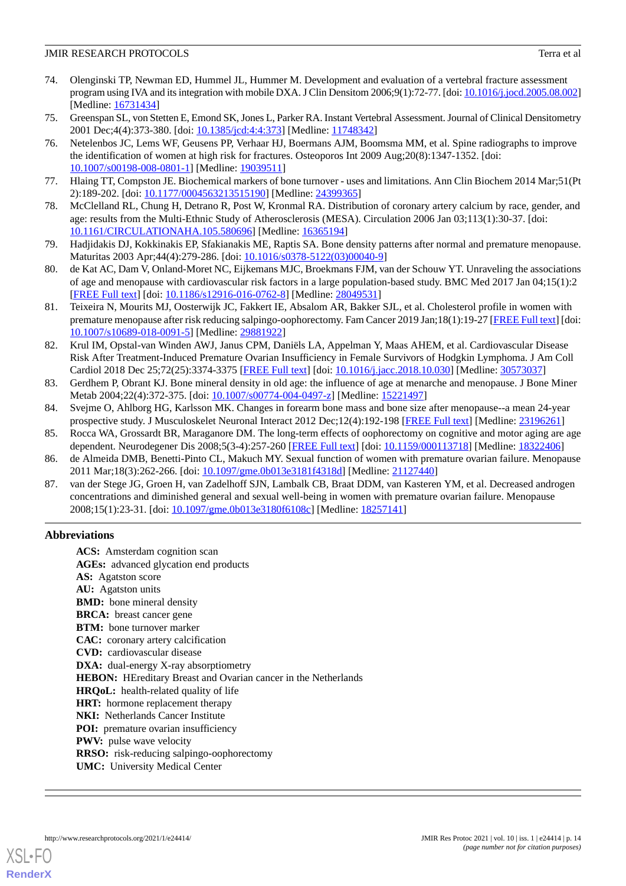74. Olenginski TP, Newman ED, Hummel JL, Hummer M. Development and evaluation of a vertebral fracture assessment program using IVA and its integration with mobile DXA. J Clin Densitom 2006;9(1):72-77. [doi: 10.1016/j.jocd.2005.08.002] [Medline: 16731434]
75. Greenspan SL, von Stetten E, Emond SK, Jones L, Parker RA. Instant Vertebral Assessment. Journal of Clinical Densitometry 2001 Dec;4(4):373-380. [doi: 10.1385/jcd:4:4:373] [Medline: 11748342]
76. Netelenbos JC, Lems WF, Geusens PP, Verhaar HJ, Boermans AJM, Boomsma MM, et al. Spine radiographs to improve the identification of women at high risk for fractures. Osteoporos Int 2009 Aug;20(8):1347-1352. [doi: 10.1007/s00198-008-0801-1] [Medline: 19039511]
77. Hlaing TT, Compston JE. Biochemical markers of bone turnover - uses and limitations. Ann Clin Biochem 2014 Mar;51(Pt 2):189-202. [doi: 10.1177/0004563213515190] [Medline: 24399365]
78. McClelland RL, Chung H, Detrano R, Post W, Kronmal RA. Distribution of coronary artery calcium by race, gender, and age: results from the Multi-Ethnic Study of Atherosclerosis (MESA). Circulation 2006 Jan 03;113(1):30-37. [doi: 10.1161/CIRCULATIONAHA.105.580696] [Medline: 16365194]
79. Hadjidakis DJ, Kokkinakis EP, Sfakianakis ME, Raptis SA. Bone density patterns after normal and premature menopause. Maturitas 2003 Apr;44(4):279-286. [doi: 10.1016/s0378-5122(03)00040-9]
80. de Kat AC, Dam V, Onland-Moret NC, Eijkemans MJC, Broekmans FJM, van der Schouw YT. Unraveling the associations of age and menopause with cardiovascular risk factors in a large population-based study. BMC Med 2017 Jan 04;15(1):2 [FREE Full text] [doi: 10.1186/s12916-016-0762-8] [Medline: 28049531]
81. Teixeira N, Mourits MJ, Oosterwijk JC, Fakkert IE, Absalom AR, Bakker SJL, et al. Cholesterol profile in women with premature menopause after risk reducing salpingo-oophorectomy. Fam Cancer 2019 Jan;18(1):19-27 [FREE Full text] [doi: 10.1007/s10689-018-0091-5] [Medline: 29881922]
82. Krul IM, Opstal-van Winden AWJ, Janus CPM, Daniëls LA, Appelman Y, Maas AHEM, et al. Cardiovascular Disease Risk After Treatment-Induced Premature Ovarian Insufficiency in Female Survivors of Hodgkin Lymphoma. J Am Coll Cardiol 2018 Dec 25;72(25):3374-3375 [FREE Full text] [doi: 10.1016/j.jacc.2018.10.030] [Medline: 30573037]
83. Gerdhem P, Obrant KJ. Bone mineral density in old age: the influence of age at menarche and menopause. J Bone Miner Metab 2004;22(4):372-375. [doi: 10.1007/s00774-004-0497-z] [Medline: 15221497]
84. Svejme O, Ahlborg HG, Karlsson MK. Changes in forearm bone mass and bone size after menopause--a mean 24-year prospective study. J Musculoskelet Neuronal Interact 2012 Dec;12(4):192-198 [FREE Full text] [Medline: 23196261]
85. Rocca WA, Grossardt BR, Maraganore DM. The long-term effects of oophorectomy on cognitive and motor aging are age dependent. Neurodegener Dis 2008;5(3-4):257-260 [FREE Full text] [doi: 10.1159/000113718] [Medline: 18322406]
86. de Almeida DMB, Benetti-Pinto CL, Makuch MY. Sexual function of women with premature ovarian failure. Menopause 2011 Mar;18(3):262-266. [doi: 10.1097/gme.0b013e3181f4318d] [Medline: 21127440]
87. van der Stege JG, Groen H, van Zadelhoff SJN, Lambalk CB, Braat DDM, van Kasteren YM, et al. Decreased androgen concentrations and diminished general and sexual well-being in women with premature ovarian failure. Menopause 2008;15(1):23-31. [doi: 10.1097/gme.0b013e3180f6108c] [Medline: 18257141]

## Abbreviations

**ACS:** Amsterdam cognition scan
**AGEs:** advanced glycation end products
**AS:** Agatston score
**AU:** Agatston units
**BMD:** bone mineral density
**BRCA:** breast cancer gene
**BTM:** bone turnover marker
**CAC:** coronary artery calcification
**CVD:** cardiovascular disease
**DXA:** dual-energy X-ray absorptiometry
**HEBON:** HEreditary Breast and Ovarian cancer in the Netherlands
**HRQoL:** health-related quality of life
**HRT:** hormone replacement therapy
**NKI:** Netherlands Cancer Institute
**POI:** premature ovarian insufficiency
**PWV:** pulse wave velocity
**RRSO:** risk-reducing salpingo-oophorectomy
**UMC:** University Medical Center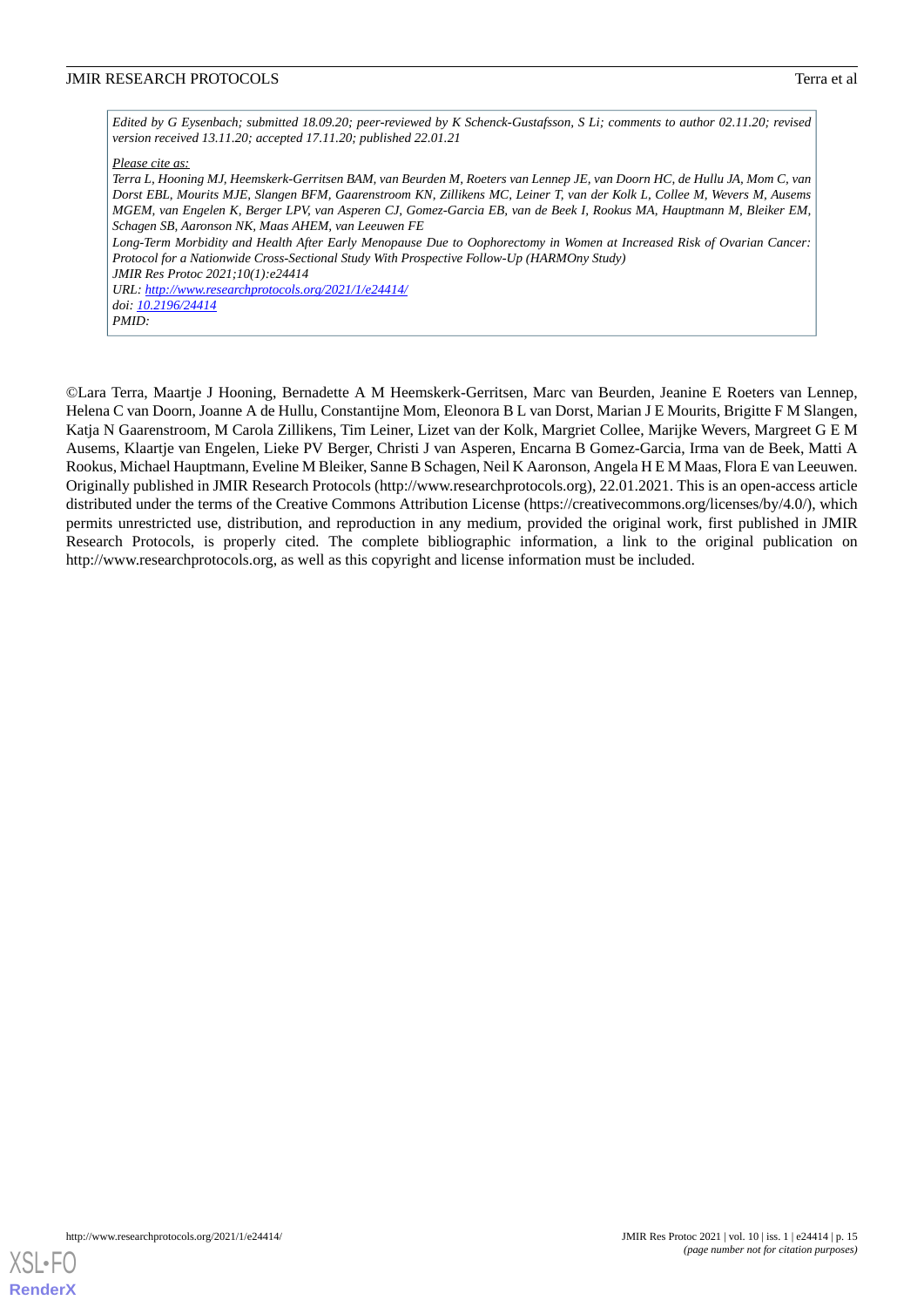*Edited by G Eysenbach; submitted 18.09.20; peer-reviewed by K Schenck-Gustafsson, S Li; comments to author 02.11.20; revised version received 13.11.20; accepted 17.11.20; published 22.01.21*

*Please cite as:*

*Terra L, Hooning MJ, Heemskerk-Gerritsen BAM, van Beurden M, Roeters van Lennep JE, van Doorn HC, de Hullu JA, Mom C, van Dorst EBL, Mourits MJE, Slangen BFM, Gaarenstroom KN, Zillikens MC, Leiner T, van der Kolk L, Collee M, Wevers M, Ausems MGEM, van Engelen K, Berger LPV, van Asperen CJ, Gomez-Garcia EB, van de Beek I, Rookus MA, Hauptmann M, Bleiker EM, Schagen SB, Aaronson NK, Maas AHEM, van Leeuwen FE*

*Long-Term Morbidity and Health After Early Menopause Due to Oophorectomy in Women at Increased Risk of Ovarian Cancer: Protocol for a Nationwide Cross-Sectional Study With Prospective Follow-Up (HARMOny Study)*

*JMIR Res Protoc 2021;10(1):e24414*

*URL: http://www.researchprotocols.org/2021/1/e24414/*

*doi: 10.2196/24414*

*PMID:*

©Lara Terra, Maartje J Hooning, Bernadette A M Heemskerk-Gerritsen, Marc van Beurden, Jeanine E Roeters van Lennep, Helena C van Doorn, Joanne A de Hullu, Constantijne Mom, Eleonora B L van Dorst, Marian J E Mourits, Brigitte F M Slangen, Katja N Gaarenstroom, M Carola Zillikens, Tim Leiner, Lizet van der Kolk, Margriet Collee, Marijke Wevers, Margreet G E M Ausems, Klaartje van Engelen, Lieke PV Berger, Christi J van Asperen, Encarna B Gomez-Garcia, Irma van de Beek, Matti A Rookus, Michael Hauptmann, Eveline M Bleiker, Sanne B Schagen, Neil K Aaronson, Angela H E M Maas, Flora E van Leeuwen. Originally published in JMIR Research Protocols (http://www.researchprotocols.org), 22.01.2021. This is an open-access article distributed under the terms of the Creative Commons Attribution License (https://creativecommons.org/licenses/by/4.0/), which permits unrestricted use, distribution, and reproduction in any medium, provided the original work, first published in JMIR Research Protocols, is properly cited. The complete bibliographic information, a link to the original publication on http://www.researchprotocols.org, as well as this copyright and license information must be included.